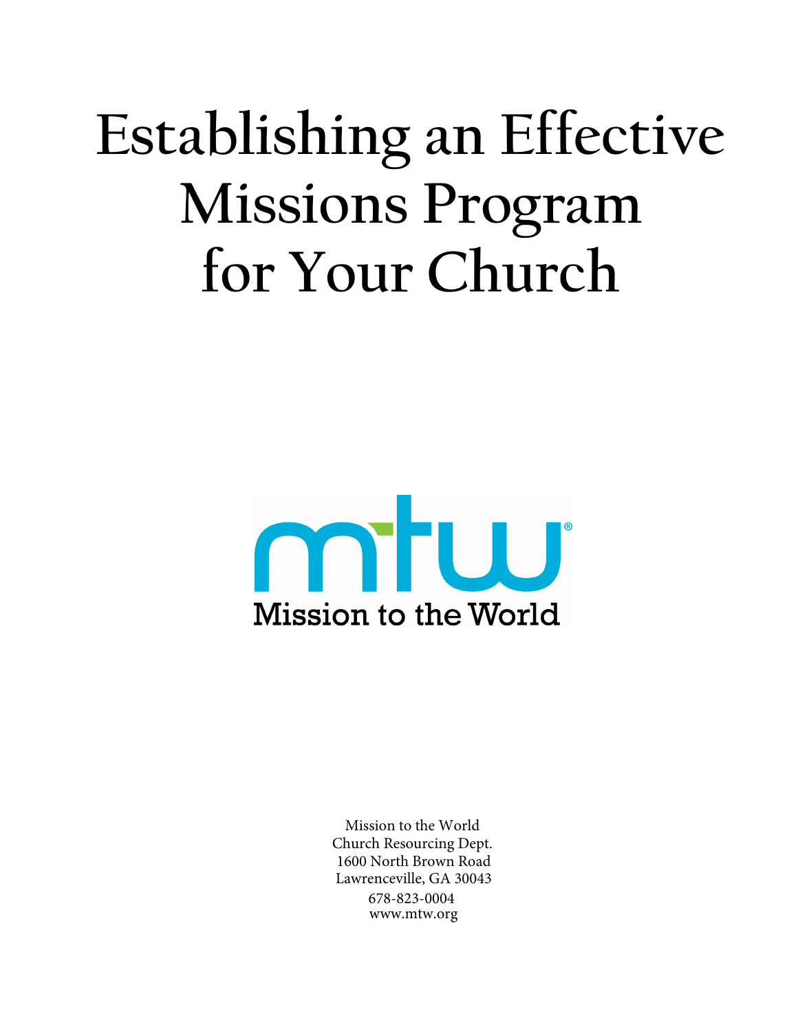# Establishing an Effective Missions Program for Your Church

mtw

Mission to the World

Mission to the World
Church Resourcing Dept.
1600 North Brown Road
Lawrenceville, GA 30043
678-823-0004
www.mtw.org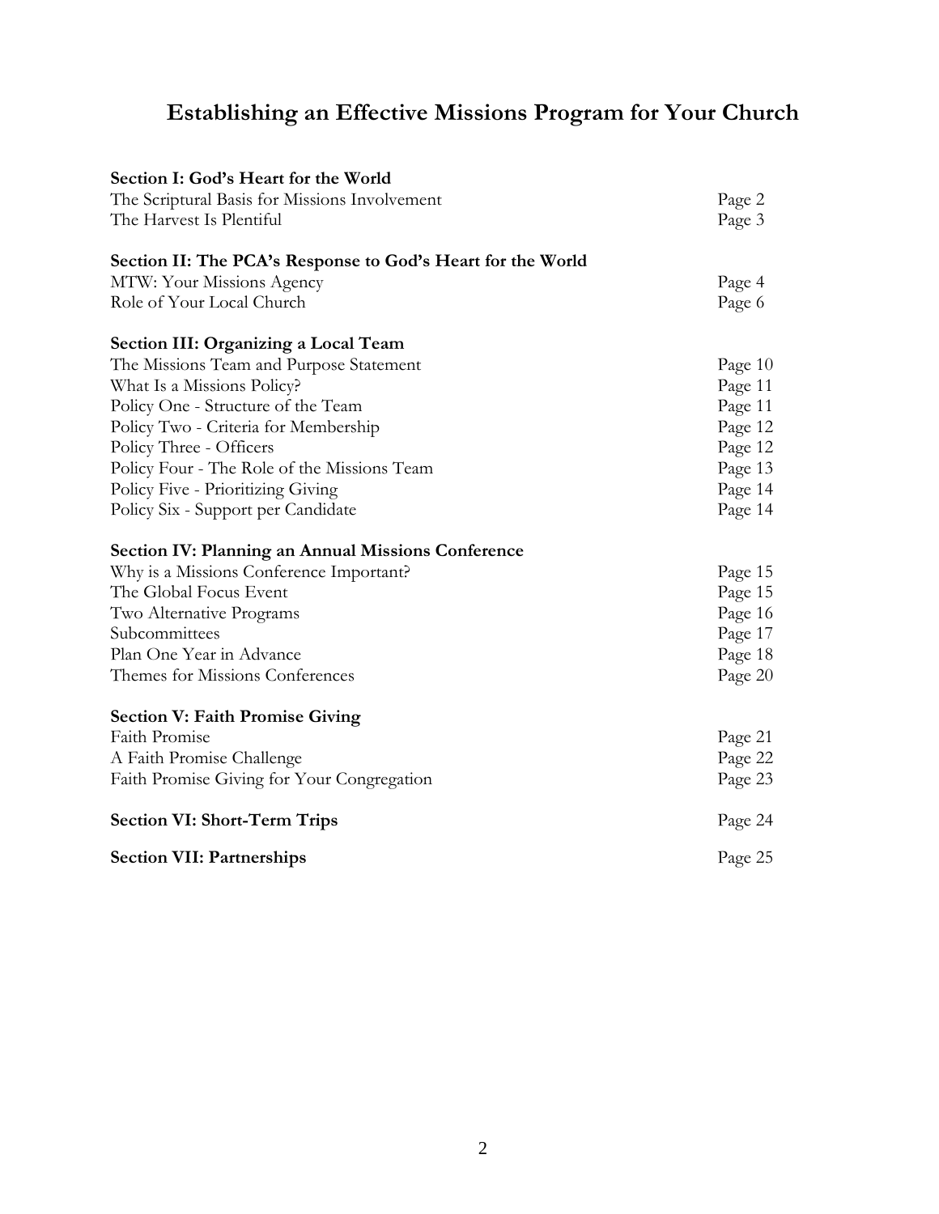# Establishing an Effective Missions Program for Your Church

| | |
|---|---|
| **Section I: God's Heart for the World** | |
| The Scriptural Basis for Missions Involvement | Page 2 |
| The Harvest Is Plentiful | Page 3 |
| **Section II: The PCA's Response to God's Heart for the World** | |
| MTW: Your Missions Agency | Page 4 |
| Role of Your Local Church | Page 6 |
| **Section III: Organizing a Local Team** | |
| The Missions Team and Purpose Statement | Page 10 |
| What Is a Missions Policy? | Page 11 |
| Policy One - Structure of the Team | Page 11 |
| Policy Two - Criteria for Membership | Page 12 |
| Policy Three - Officers | Page 12 |
| Policy Four - The Role of the Missions Team | Page 13 |
| Policy Five - Prioritizing Giving | Page 14 |
| Policy Six - Support per Candidate | Page 14 |
| **Section IV: Planning an Annual Missions Conference** | |
| Why is a Missions Conference Important? | Page 15 |
| The Global Focus Event | Page 15 |
| Two Alternative Programs | Page 16 |
| Subcommittees | Page 17 |
| Plan One Year in Advance | Page 18 |
| Themes for Missions Conferences | Page 20 |
| **Section V: Faith Promise Giving** | |
| Faith Promise | Page 21 |
| A Faith Promise Challenge | Page 22 |
| Faith Promise Giving for Your Congregation | Page 23 |
| **Section VI: Short-Term Trips** | Page 24 |
| **Section VII: Partnerships** | Page 25 |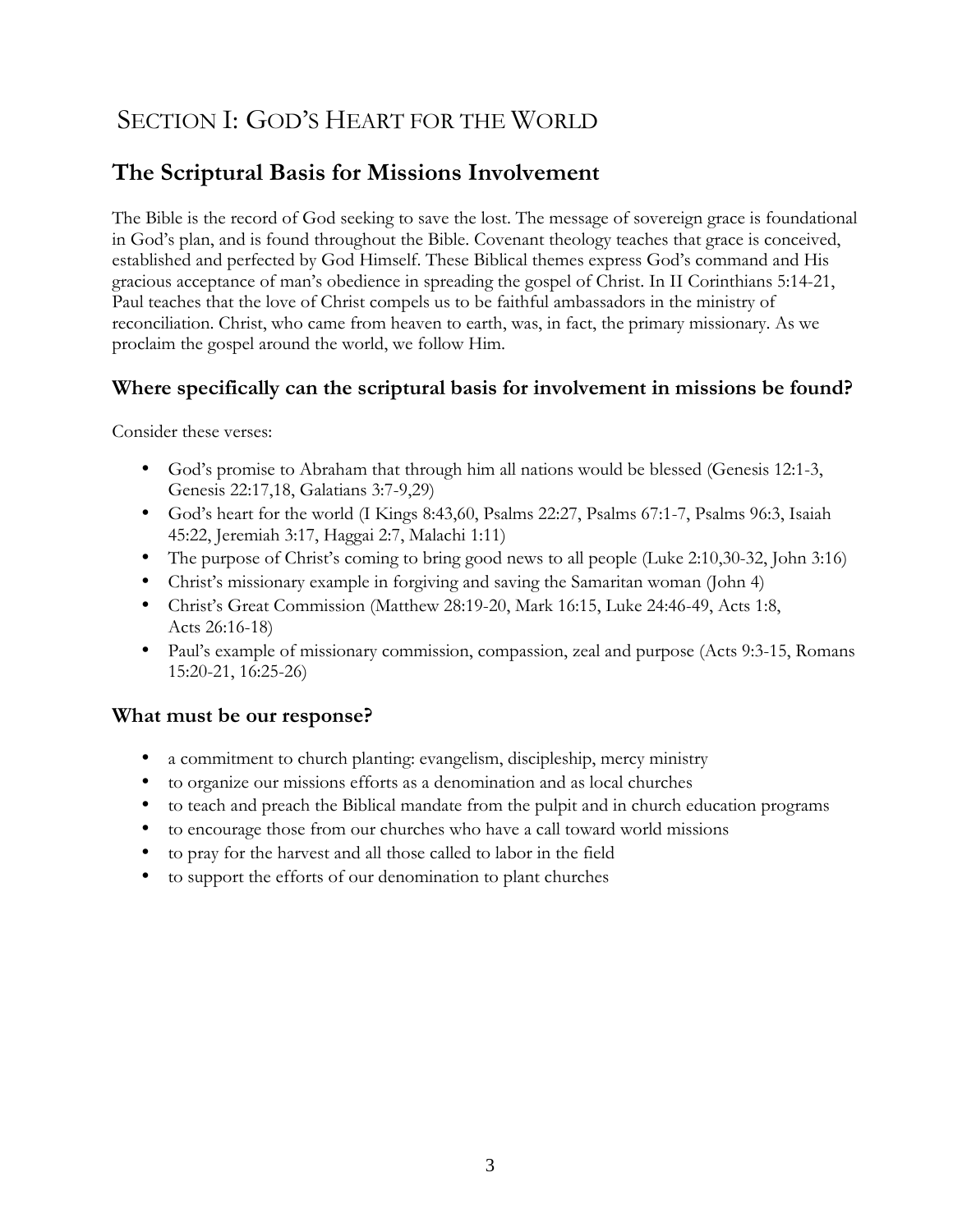# Section I: God's Heart for the World

## The Scriptural Basis for Missions Involvement

The Bible is the record of God seeking to save the lost. The message of sovereign grace is foundational in God's plan, and is found throughout the Bible. Covenant theology teaches that grace is conceived, established and perfected by God Himself. These Biblical themes express God's command and His gracious acceptance of man's obedience in spreading the gospel of Christ. In II Corinthians 5:14-21, Paul teaches that the love of Christ compels us to be faithful ambassadors in the ministry of reconciliation. Christ, who came from heaven to earth, was, in fact, the primary missionary. As we proclaim the gospel around the world, we follow Him.

### Where specifically can the scriptural basis for involvement in missions be found?

Consider these verses:

- God's promise to Abraham that through him all nations would be blessed (Genesis 12:1-3, Genesis 22:17,18, Galatians 3:7-9,29)
- God's heart for the world (I Kings 8:43,60, Psalms 22:27, Psalms 67:1-7, Psalms 96:3, Isaiah 45:22, Jeremiah 3:17, Haggai 2:7, Malachi 1:11)
- The purpose of Christ's coming to bring good news to all people (Luke 2:10,30-32, John 3:16)
- Christ's missionary example in forgiving and saving the Samaritan woman (John 4)
- Christ's Great Commission (Matthew 28:19-20, Mark 16:15, Luke 24:46-49, Acts 1:8, Acts 26:16-18)
- Paul's example of missionary commission, compassion, zeal and purpose (Acts 9:3-15, Romans 15:20-21, 16:25-26)

### What must be our response?

- a commitment to church planting: evangelism, discipleship, mercy ministry
- to organize our missions efforts as a denomination and as local churches
- to teach and preach the Biblical mandate from the pulpit and in church education programs
- to encourage those from our churches who have a call toward world missions
- to pray for the harvest and all those called to labor in the field
- to support the efforts of our denomination to plant churches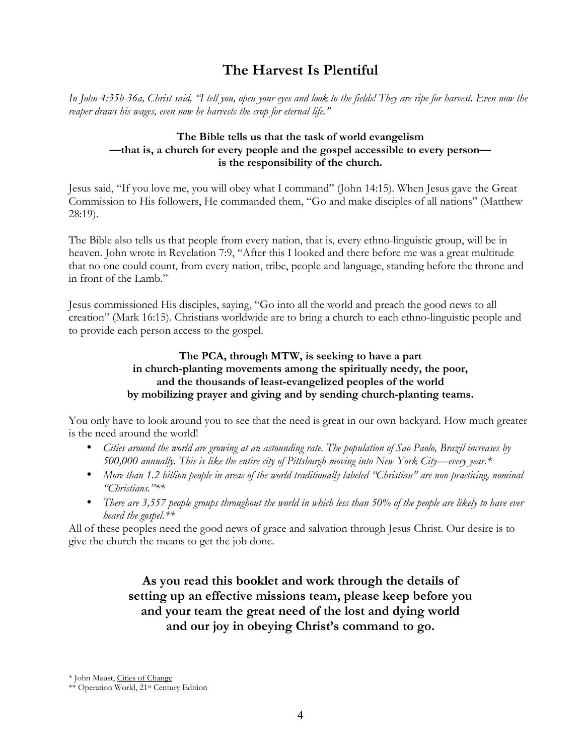# The Harvest Is Plentiful

*In John 4:35b-36a, Christ said, "I tell you, open your eyes and look to the fields! They are ripe for harvest. Even now the reaper draws his wages, even now he harvests the crop for eternal life."*

**The Bible tells us that the task of world evangelism —that is, a church for every people and the gospel accessible to every person— is the responsibility of the church.**

Jesus said, "If you love me, you will obey what I command" (John 14:15). When Jesus gave the Great Commission to His followers, He commanded them, "Go and make disciples of all nations" (Matthew 28:19).

The Bible also tells us that people from every nation, that is, every ethno-linguistic group, will be in heaven. John wrote in Revelation 7:9, "After this I looked and there before me was a great multitude that no one could count, from every nation, tribe, people and language, standing before the throne and in front of the Lamb."

Jesus commissioned His disciples, saying, "Go into all the world and preach the good news to all creation" (Mark 16:15). Christians worldwide are to bring a church to each ethno-linguistic people and to provide each person access to the gospel.

**The PCA, through MTW, is seeking to have a part in church-planting movements among the spiritually needy, the poor, and the thousands of least-evangelized peoples of the world by mobilizing prayer and giving and by sending church-planting teams.**

You only have to look around you to see that the need is great in our own backyard. How much greater is the need around the world!

- *Cities around the world are growing at an astounding rate. The population of Sao Paolo, Brazil increases by 500,000 annually. This is like the entire city of Pittsburgh moving into New York City—every year.**
- *More than 1.2 billion people in areas of the world traditionally labeled "Christian" are non-practicing, nominal "Christians."***
- *There are 3,557 people groups throughout the world in which less than 50% of the people are likely to have ever heard the gospel.***

All of these peoples need the good news of grace and salvation through Jesus Christ. Our desire is to give the church the means to get the job done.

**As you read this booklet and work through the details of setting up an effective missions team, please keep before you and your team the great need of the lost and dying world and our joy in obeying Christ's command to go.**

---

\* John Maust, Cities of Change

\*\* Operation World, 21st Century Edition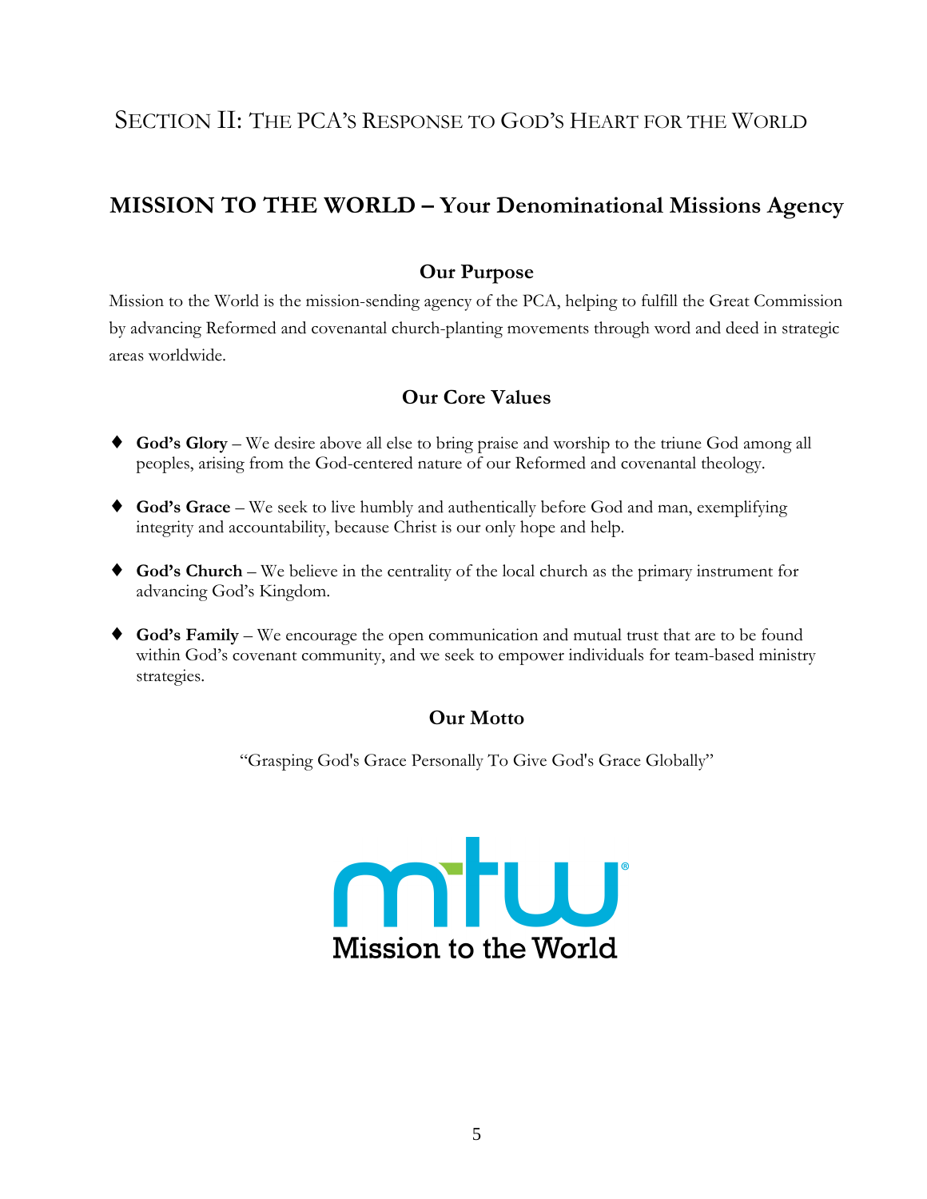# Section II: The PCA's Response to God's Heart for the World

## MISSION TO THE WORLD – Your Denominational Missions Agency

### Our Purpose

Mission to the World is the mission-sending agency of the PCA, helping to fulfill the Great Commission by advancing Reformed and covenantal church-planting movements through word and deed in strategic areas worldwide.

### Our Core Values

- **God's Glory** – We desire above all else to bring praise and worship to the triune God among all peoples, arising from the God-centered nature of our Reformed and covenantal theology.
- **God's Grace** – We seek to live humbly and authentically before God and man, exemplifying integrity and accountability, because Christ is our only hope and help.
- **God's Church** – We believe in the centrality of the local church as the primary instrument for advancing God's Kingdom.
- **God's Family** – We encourage the open communication and mutual trust that are to be found within God's covenant community, and we seek to empower individuals for team-based ministry strategies.

### Our Motto

"Grasping God's Grace Personally To Give God's Grace Globally"

mtw®
Mission to the World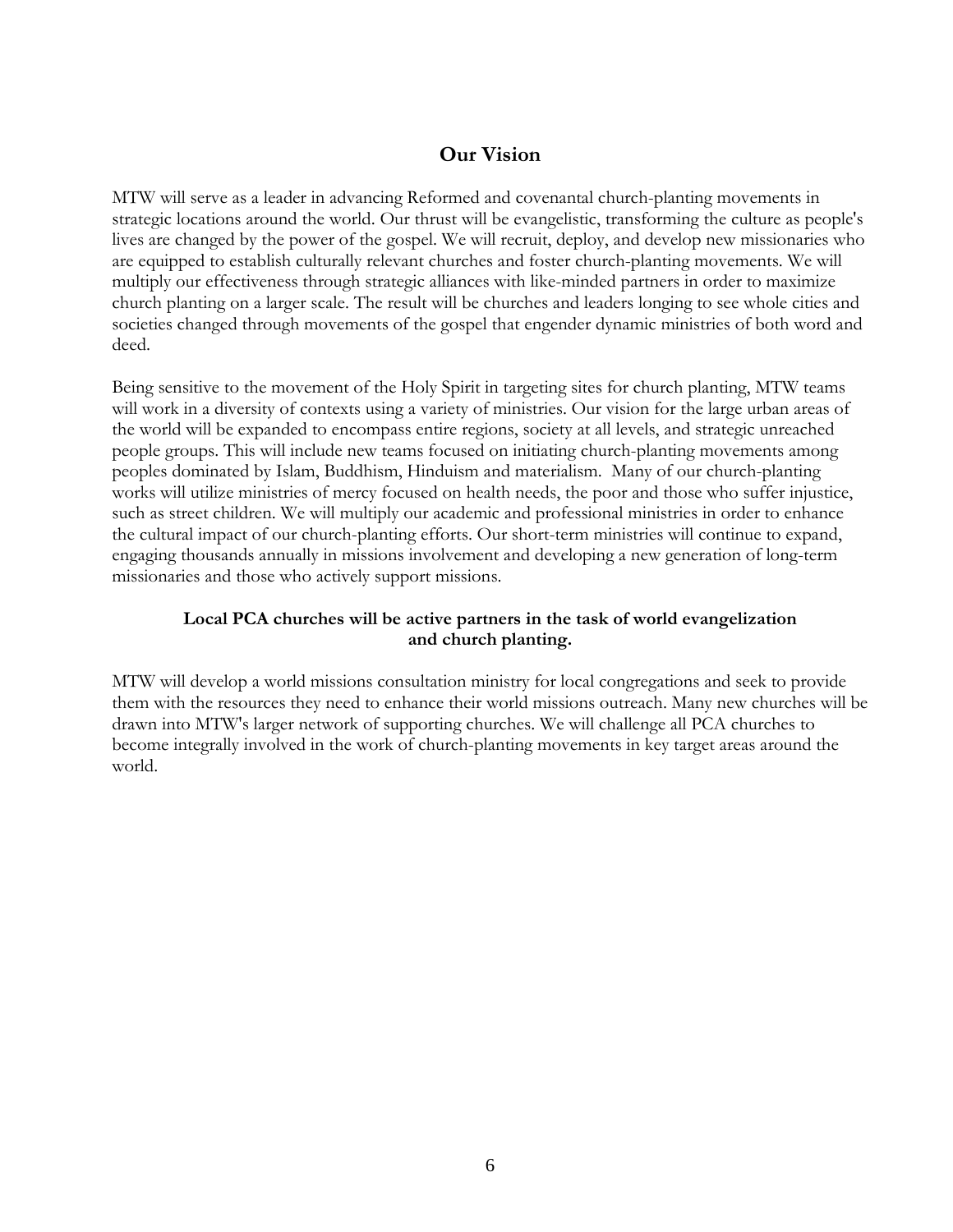## Our Vision

MTW will serve as a leader in advancing Reformed and covenantal church-planting movements in strategic locations around the world. Our thrust will be evangelistic, transforming the culture as people's lives are changed by the power of the gospel. We will recruit, deploy, and develop new missionaries who are equipped to establish culturally relevant churches and foster church-planting movements. We will multiply our effectiveness through strategic alliances with like-minded partners in order to maximize church planting on a larger scale. The result will be churches and leaders longing to see whole cities and societies changed through movements of the gospel that engender dynamic ministries of both word and deed.

Being sensitive to the movement of the Holy Spirit in targeting sites for church planting, MTW teams will work in a diversity of contexts using a variety of ministries. Our vision for the large urban areas of the world will be expanded to encompass entire regions, society at all levels, and strategic unreached people groups. This will include new teams focused on initiating church-planting movements among peoples dominated by Islam, Buddhism, Hinduism and materialism. Many of our church-planting works will utilize ministries of mercy focused on health needs, the poor and those who suffer injustice, such as street children. We will multiply our academic and professional ministries in order to enhance the cultural impact of our church-planting efforts. Our short-term ministries will continue to expand, engaging thousands annually in missions involvement and developing a new generation of long-term missionaries and those who actively support missions.

**Local PCA churches will be active partners in the task of world evangelization and church planting.**

MTW will develop a world missions consultation ministry for local congregations and seek to provide them with the resources they need to enhance their world missions outreach. Many new churches will be drawn into MTW's larger network of supporting churches. We will challenge all PCA churches to become integrally involved in the work of church-planting movements in key target areas around the world.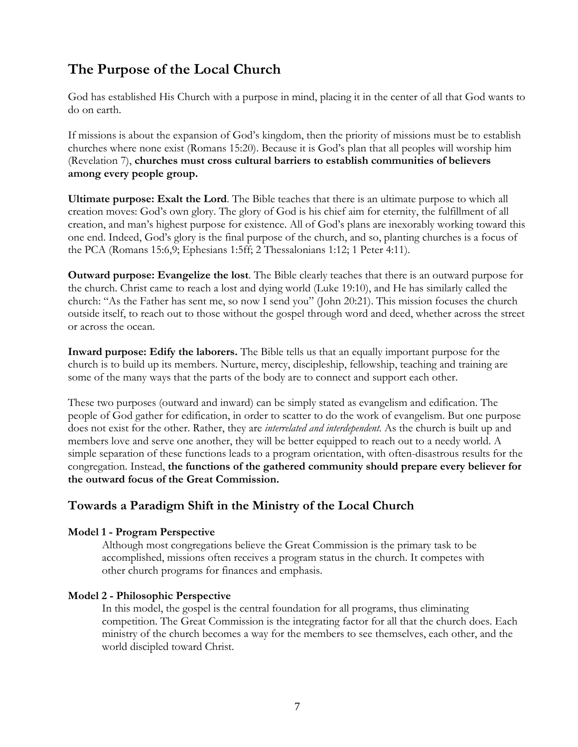## The Purpose of the Local Church

God has established His Church with a purpose in mind, placing it in the center of all that God wants to do on earth.

If missions is about the expansion of God's kingdom, then the priority of missions must be to establish churches where none exist (Romans 15:20). Because it is God's plan that all peoples will worship him (Revelation 7), **churches must cross cultural barriers to establish communities of believers among every people group.**

**Ultimate purpose: Exalt the Lord**. The Bible teaches that there is an ultimate purpose to which all creation moves: God's own glory. The glory of God is his chief aim for eternity, the fulfillment of all creation, and man's highest purpose for existence. All of God's plans are inexorably working toward this one end. Indeed, God's glory is the final purpose of the church, and so, planting churches is a focus of the PCA (Romans 15:6,9; Ephesians 1:5ff; 2 Thessalonians 1:12; 1 Peter 4:11).

**Outward purpose: Evangelize the lost**. The Bible clearly teaches that there is an outward purpose for the church. Christ came to reach a lost and dying world (Luke 19:10), and He has similarly called the church: "As the Father has sent me, so now I send you" (John 20:21). This mission focuses the church outside itself, to reach out to those without the gospel through word and deed, whether across the street or across the ocean.

**Inward purpose: Edify the laborers.** The Bible tells us that an equally important purpose for the church is to build up its members. Nurture, mercy, discipleship, fellowship, teaching and training are some of the many ways that the parts of the body are to connect and support each other.

These two purposes (outward and inward) can be simply stated as evangelism and edification. The people of God gather for edification, in order to scatter to do the work of evangelism. But one purpose does not exist for the other. Rather, they are *interrelated and interdependent*. As the church is built up and members love and serve one another, they will be better equipped to reach out to a needy world. A simple separation of these functions leads to a program orientation, with often-disastrous results for the congregation. Instead, **the functions of the gathered community should prepare every believer for the outward focus of the Great Commission.**

## Towards a Paradigm Shift in the Ministry of the Local Church

### Model 1 - Program Perspective

Although most congregations believe the Great Commission is the primary task to be accomplished, missions often receives a program status in the church. It competes with other church programs for finances and emphasis.

### Model 2 - Philosophic Perspective

In this model, the gospel is the central foundation for all programs, thus eliminating competition. The Great Commission is the integrating factor for all that the church does. Each ministry of the church becomes a way for the members to see themselves, each other, and the world discipled toward Christ.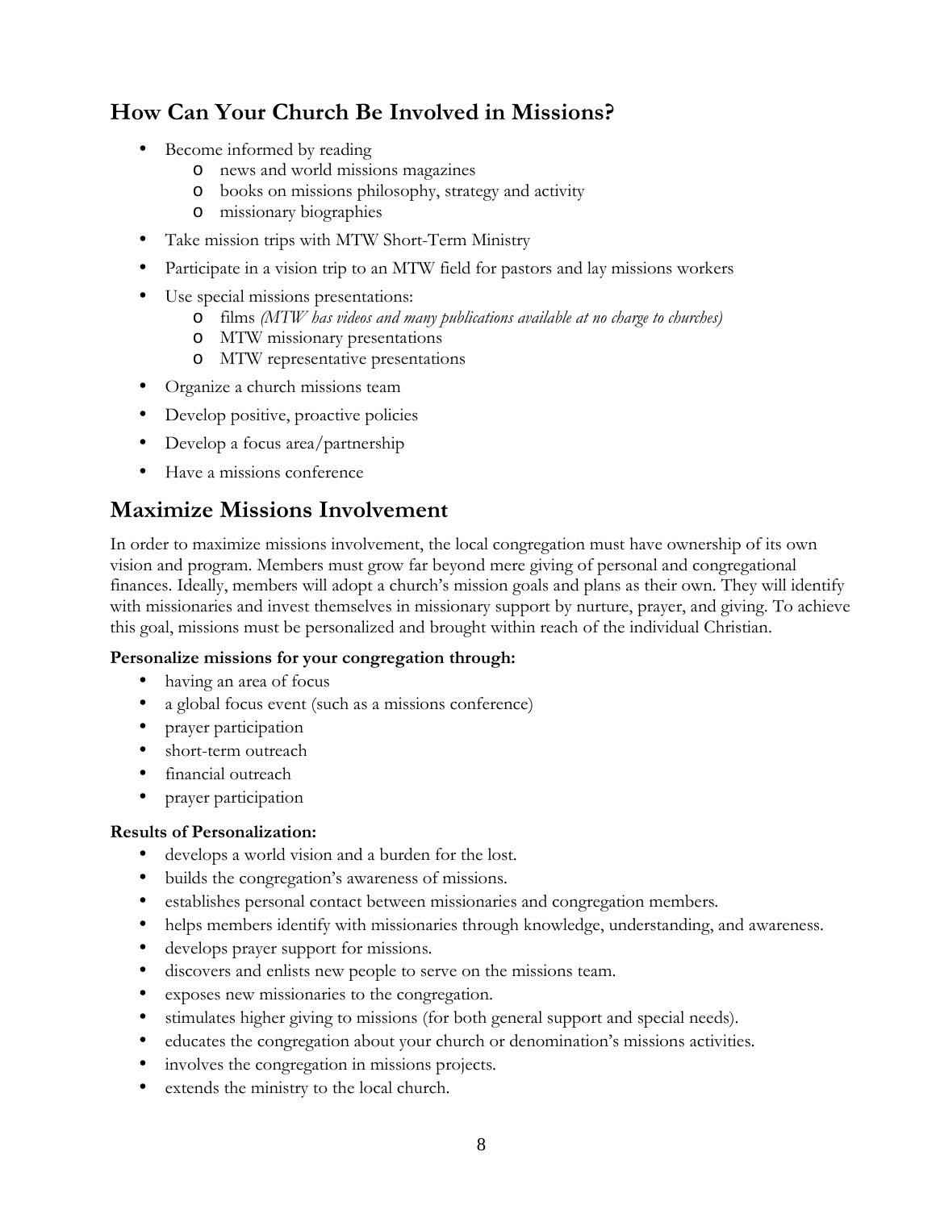## How Can Your Church Be Involved in Missions?

- Become informed by reading
  - news and world missions magazines
  - books on missions philosophy, strategy and activity
  - missionary biographies
- Take mission trips with MTW Short-Term Ministry
- Participate in a vision trip to an MTW field for pastors and lay missions workers
- Use special missions presentations:
  - films *(MTW has videos and many publications available at no charge to churches)*
  - MTW missionary presentations
  - MTW representative presentations
- Organize a church missions team
- Develop positive, proactive policies
- Develop a focus area/partnership
- Have a missions conference

## Maximize Missions Involvement

In order to maximize missions involvement, the local congregation must have ownership of its own vision and program. Members must grow far beyond mere giving of personal and congregational finances. Ideally, members will adopt a church's mission goals and plans as their own. They will identify with missionaries and invest themselves in missionary support by nurture, prayer, and giving. To achieve this goal, missions must be personalized and brought within reach of the individual Christian.

**Personalize missions for your congregation through:**

- having an area of focus
- a global focus event (such as a missions conference)
- prayer participation
- short-term outreach
- financial outreach
- prayer participation

**Results of Personalization:**

- develops a world vision and a burden for the lost.
- builds the congregation's awareness of missions.
- establishes personal contact between missionaries and congregation members.
- helps members identify with missionaries through knowledge, understanding, and awareness.
- develops prayer support for missions.
- discovers and enlists new people to serve on the missions team.
- exposes new missionaries to the congregation.
- stimulates higher giving to missions (for both general support and special needs).
- educates the congregation about your church or denomination's missions activities.
- involves the congregation in missions projects.
- extends the ministry to the local church.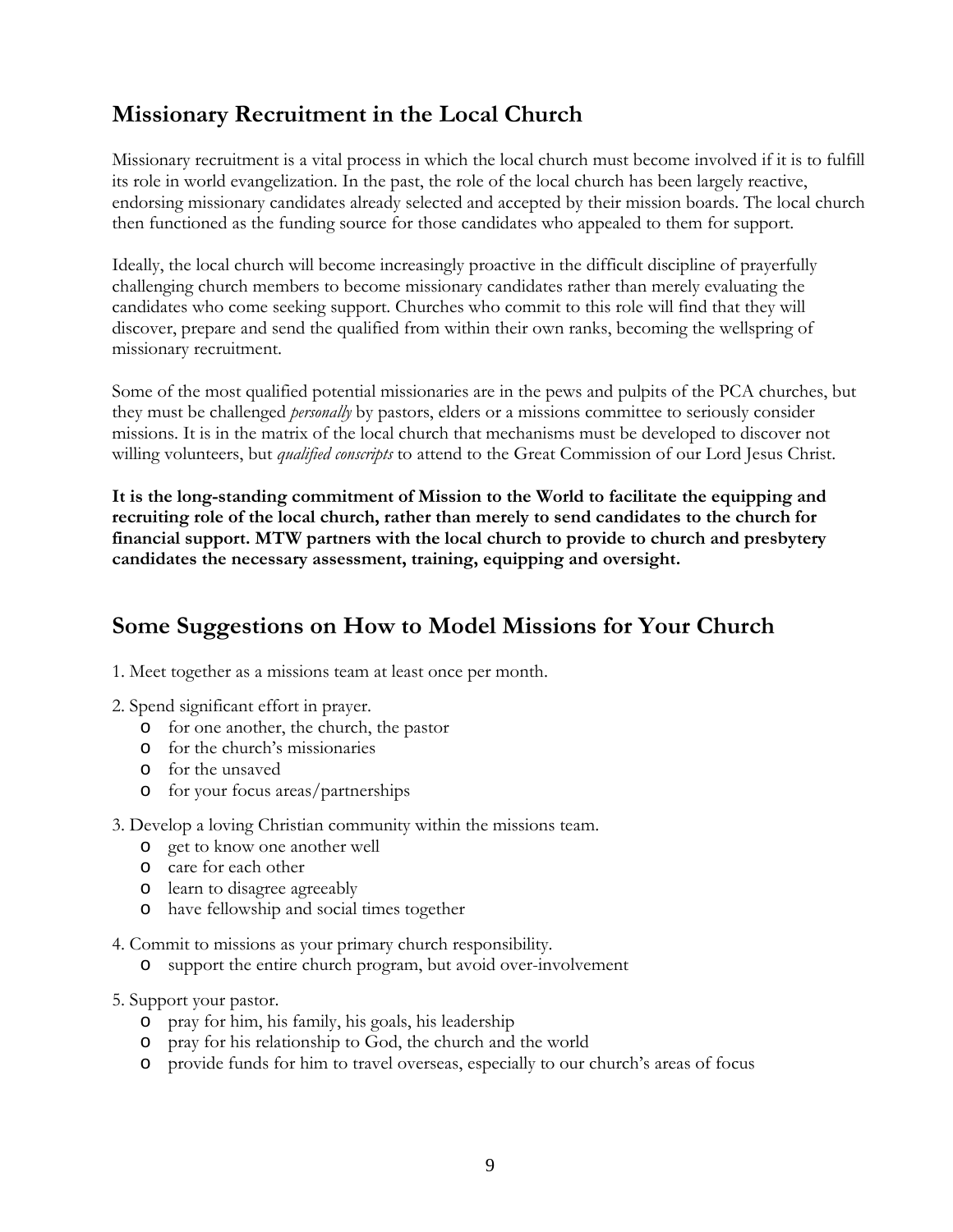## Missionary Recruitment in the Local Church

Missionary recruitment is a vital process in which the local church must become involved if it is to fulfill its role in world evangelization. In the past, the role of the local church has been largely reactive, endorsing missionary candidates already selected and accepted by their mission boards. The local church then functioned as the funding source for those candidates who appealed to them for support.

Ideally, the local church will become increasingly proactive in the difficult discipline of prayerfully challenging church members to become missionary candidates rather than merely evaluating the candidates who come seeking support. Churches who commit to this role will find that they will discover, prepare and send the qualified from within their own ranks, becoming the wellspring of missionary recruitment.

Some of the most qualified potential missionaries are in the pews and pulpits of the PCA churches, but they must be challenged *personally* by pastors, elders or a missions committee to seriously consider missions. It is in the matrix of the local church that mechanisms must be developed to discover not willing volunteers, but *qualified conscripts* to attend to the Great Commission of our Lord Jesus Christ.

**It is the long-standing commitment of Mission to the World to facilitate the equipping and recruiting role of the local church, rather than merely to send candidates to the church for financial support. MTW partners with the local church to provide to church and presbytery candidates the necessary assessment, training, equipping and oversight.**

## Some Suggestions on How to Model Missions for Your Church

1. Meet together as a missions team at least once per month.

2. Spend significant effort in prayer.
   - for one another, the church, the pastor
   - for the church's missionaries
   - for the unsaved
   - for your focus areas/partnerships

3. Develop a loving Christian community within the missions team.
   - get to know one another well
   - care for each other
   - learn to disagree agreeably
   - have fellowship and social times together

4. Commit to missions as your primary church responsibility.
   - support the entire church program, but avoid over-involvement

5. Support your pastor.
   - pray for him, his family, his goals, his leadership
   - pray for his relationship to God, the church and the world
   - provide funds for him to travel overseas, especially to our church's areas of focus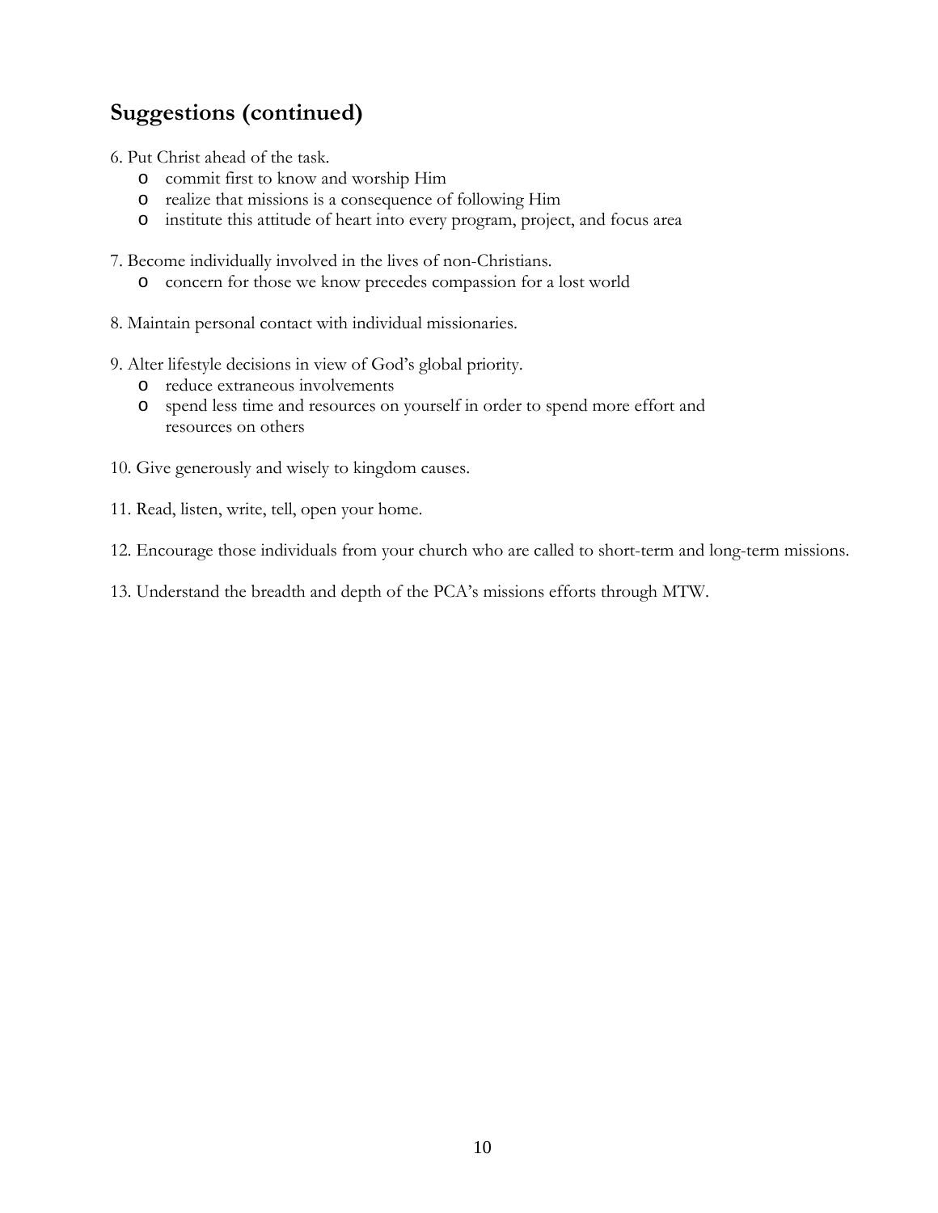## Suggestions (continued)

6. Put Christ ahead of the task.
   - commit first to know and worship Him
   - realize that missions is a consequence of following Him
   - institute this attitude of heart into every program, project, and focus area

7. Become individually involved in the lives of non-Christians.
   - concern for those we know precedes compassion for a lost world

8. Maintain personal contact with individual missionaries.

9. Alter lifestyle decisions in view of God's global priority.
   - reduce extraneous involvements
   - spend less time and resources on yourself in order to spend more effort and resources on others

10. Give generously and wisely to kingdom causes.

11. Read, listen, write, tell, open your home.

12. Encourage those individuals from your church who are called to short-term and long-term missions.

13. Understand the breadth and depth of the PCA's missions efforts through MTW.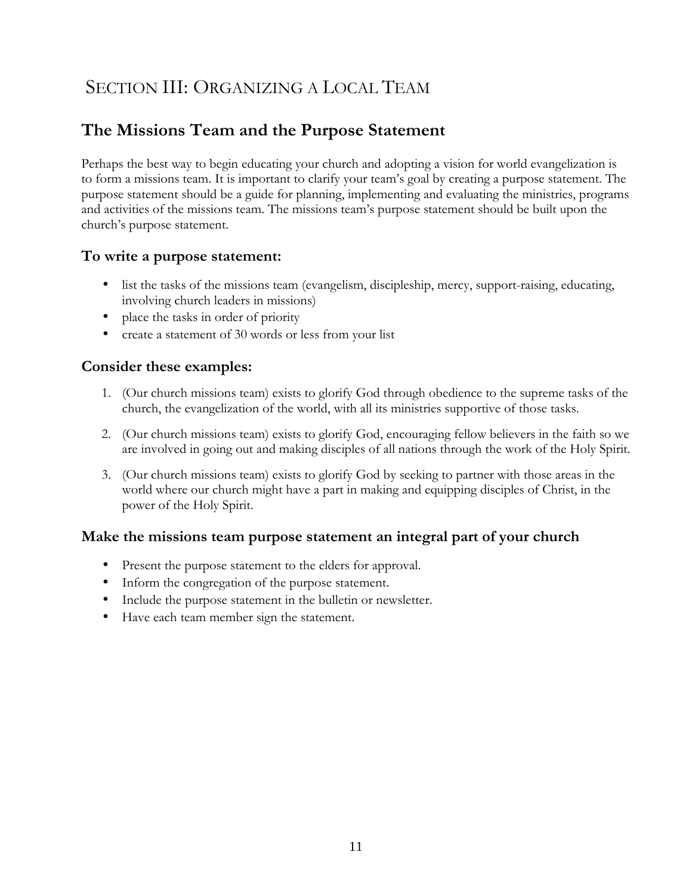# Section III: Organizing a Local Team

## The Missions Team and the Purpose Statement

Perhaps the best way to begin educating your church and adopting a vision for world evangelization is to form a missions team. It is important to clarify your team's goal by creating a purpose statement. The purpose statement should be a guide for planning, implementing and evaluating the ministries, programs and activities of the missions team. The missions team's purpose statement should be built upon the church's purpose statement.

### To write a purpose statement:

- list the tasks of the missions team (evangelism, discipleship, mercy, support-raising, educating, involving church leaders in missions)
- place the tasks in order of priority
- create a statement of 30 words or less from your list

### Consider these examples:

1. (Our church missions team) exists to glorify God through obedience to the supreme tasks of the church, the evangelization of the world, with all its ministries supportive of those tasks.

2. (Our church missions team) exists to glorify God, encouraging fellow believers in the faith so we are involved in going out and making disciples of all nations through the work of the Holy Spirit.

3. (Our church missions team) exists to glorify God by seeking to partner with those areas in the world where our church might have a part in making and equipping disciples of Christ, in the power of the Holy Spirit.

### Make the missions team purpose statement an integral part of your church

- Present the purpose statement to the elders for approval.
- Inform the congregation of the purpose statement.
- Include the purpose statement in the bulletin or newsletter.
- Have each team member sign the statement.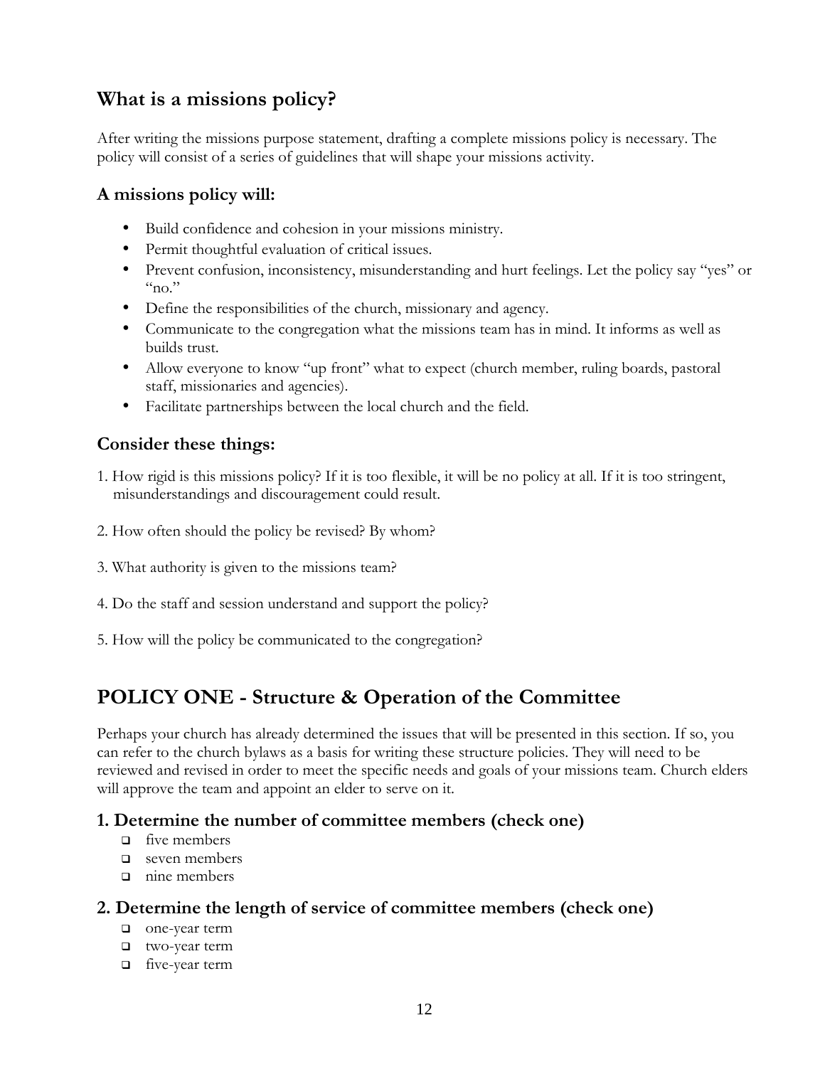## What is a missions policy?

After writing the missions purpose statement, drafting a complete missions policy is necessary. The policy will consist of a series of guidelines that will shape your missions activity.

### A missions policy will:

- Build confidence and cohesion in your missions ministry.
- Permit thoughtful evaluation of critical issues.
- Prevent confusion, inconsistency, misunderstanding and hurt feelings. Let the policy say "yes" or "no."
- Define the responsibilities of the church, missionary and agency.
- Communicate to the congregation what the missions team has in mind. It informs as well as builds trust.
- Allow everyone to know "up front" what to expect (church member, ruling boards, pastoral staff, missionaries and agencies).
- Facilitate partnerships between the local church and the field.

### Consider these things:

1. How rigid is this missions policy? If it is too flexible, it will be no policy at all. If it is too stringent, misunderstandings and discouragement could result.

2. How often should the policy be revised? By whom?

3. What authority is given to the missions team?

4. Do the staff and session understand and support the policy?

5. How will the policy be communicated to the congregation?

## POLICY ONE - Structure & Operation of the Committee

Perhaps your church has already determined the issues that will be presented in this section. If so, you can refer to the church bylaws as a basis for writing these structure policies. They will need to be reviewed and revised in order to meet the specific needs and goals of your missions team. Church elders will approve the team and appoint an elder to serve on it.

### 1. Determine the number of committee members (check one)

- ❑ five members
- ❑ seven members
- ❑ nine members

### 2. Determine the length of service of committee members (check one)

- ❑ one-year term
- ❑ two-year term
- ❑ five-year term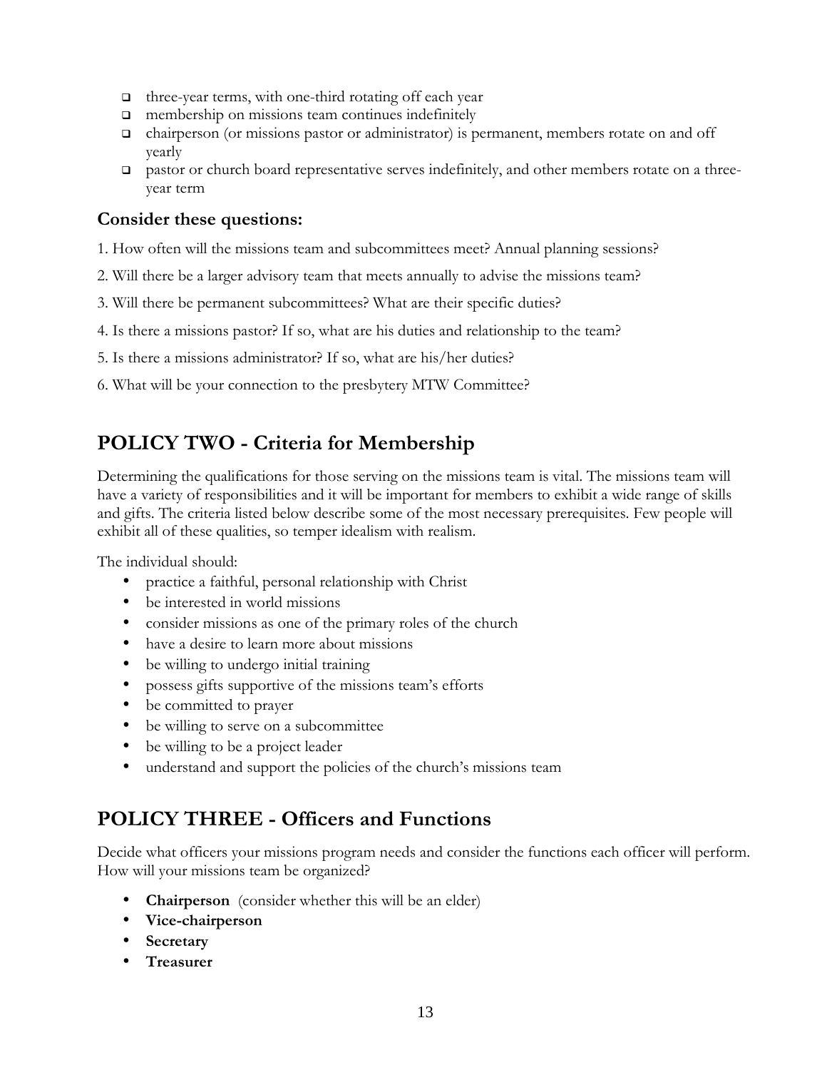- three-year terms, with one-third rotating off each year
- membership on missions team continues indefinitely
- chairperson (or missions pastor or administrator) is permanent, members rotate on and off yearly
- pastor or church board representative serves indefinitely, and other members rotate on a three-year term

### Consider these questions:

1. How often will the missions team and subcommittees meet? Annual planning sessions?

2. Will there be a larger advisory team that meets annually to advise the missions team?

3. Will there be permanent subcommittees? What are their specific duties?

4. Is there a missions pastor? If so, what are his duties and relationship to the team?

5. Is there a missions administrator? If so, what are his/her duties?

6. What will be your connection to the presbytery MTW Committee?

## POLICY TWO - Criteria for Membership

Determining the qualifications for those serving on the missions team is vital. The missions team will have a variety of responsibilities and it will be important for members to exhibit a wide range of skills and gifts. The criteria listed below describe some of the most necessary prerequisites. Few people will exhibit all of these qualities, so temper idealism with realism.

The individual should:

- practice a faithful, personal relationship with Christ
- be interested in world missions
- consider missions as one of the primary roles of the church
- have a desire to learn more about missions
- be willing to undergo initial training
- possess gifts supportive of the missions team's efforts
- be committed to prayer
- be willing to serve on a subcommittee
- be willing to be a project leader
- understand and support the policies of the church's missions team

## POLICY THREE - Officers and Functions

Decide what officers your missions program needs and consider the functions each officer will perform. How will your missions team be organized?

- **Chairperson** (consider whether this will be an elder)
- **Vice-chairperson**
- **Secretary**
- **Treasurer**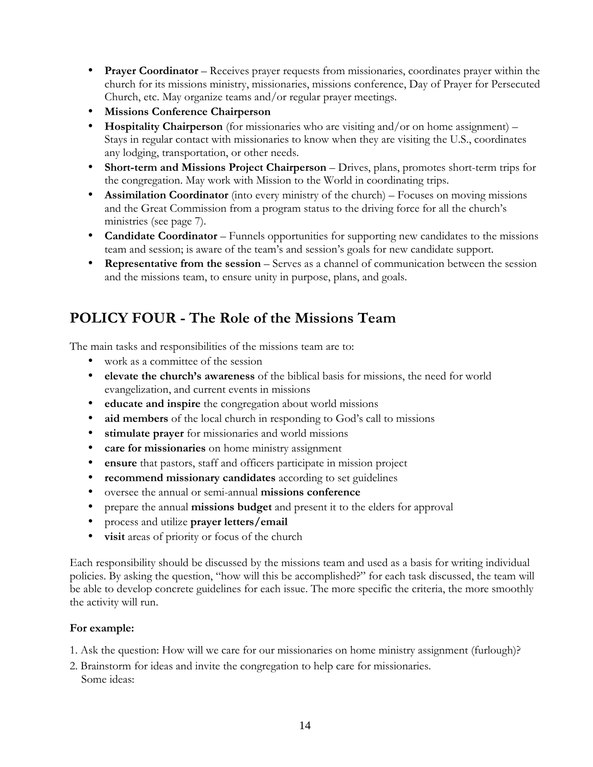- **Prayer Coordinator** – Receives prayer requests from missionaries, coordinates prayer within the church for its missions ministry, missionaries, missions conference, Day of Prayer for Persecuted Church, etc. May organize teams and/or regular prayer meetings.
- **Missions Conference Chairperson**
- **Hospitality Chairperson** (for missionaries who are visiting and/or on home assignment) – Stays in regular contact with missionaries to know when they are visiting the U.S., coordinates any lodging, transportation, or other needs.
- **Short-term and Missions Project Chairperson** – Drives, plans, promotes short-term trips for the congregation. May work with Mission to the World in coordinating trips.
- **Assimilation Coordinator** (into every ministry of the church) – Focuses on moving missions and the Great Commission from a program status to the driving force for all the church's ministries (see page 7).
- **Candidate Coordinator** – Funnels opportunities for supporting new candidates to the missions team and session; is aware of the team's and session's goals for new candidate support.
- **Representative from the session** – Serves as a channel of communication between the session and the missions team, to ensure unity in purpose, plans, and goals.

## POLICY FOUR - The Role of the Missions Team

The main tasks and responsibilities of the missions team are to:

- work as a committee of the session
- **elevate the church's awareness** of the biblical basis for missions, the need for world evangelization, and current events in missions
- **educate and inspire** the congregation about world missions
- **aid members** of the local church in responding to God's call to missions
- **stimulate prayer** for missionaries and world missions
- **care for missionaries** on home ministry assignment
- **ensure** that pastors, staff and officers participate in mission project
- **recommend missionary candidates** according to set guidelines
- oversee the annual or semi-annual **missions conference**
- prepare the annual **missions budget** and present it to the elders for approval
- process and utilize **prayer letters/email**
- **visit** areas of priority or focus of the church

Each responsibility should be discussed by the missions team and used as a basis for writing individual policies. By asking the question, "how will this be accomplished?" for each task discussed, the team will be able to develop concrete guidelines for each issue. The more specific the criteria, the more smoothly the activity will run.

**For example:**

1. Ask the question: How will we care for our missionaries on home ministry assignment (furlough)?
2. Brainstorm for ideas and invite the congregation to help care for missionaries.
   Some ideas: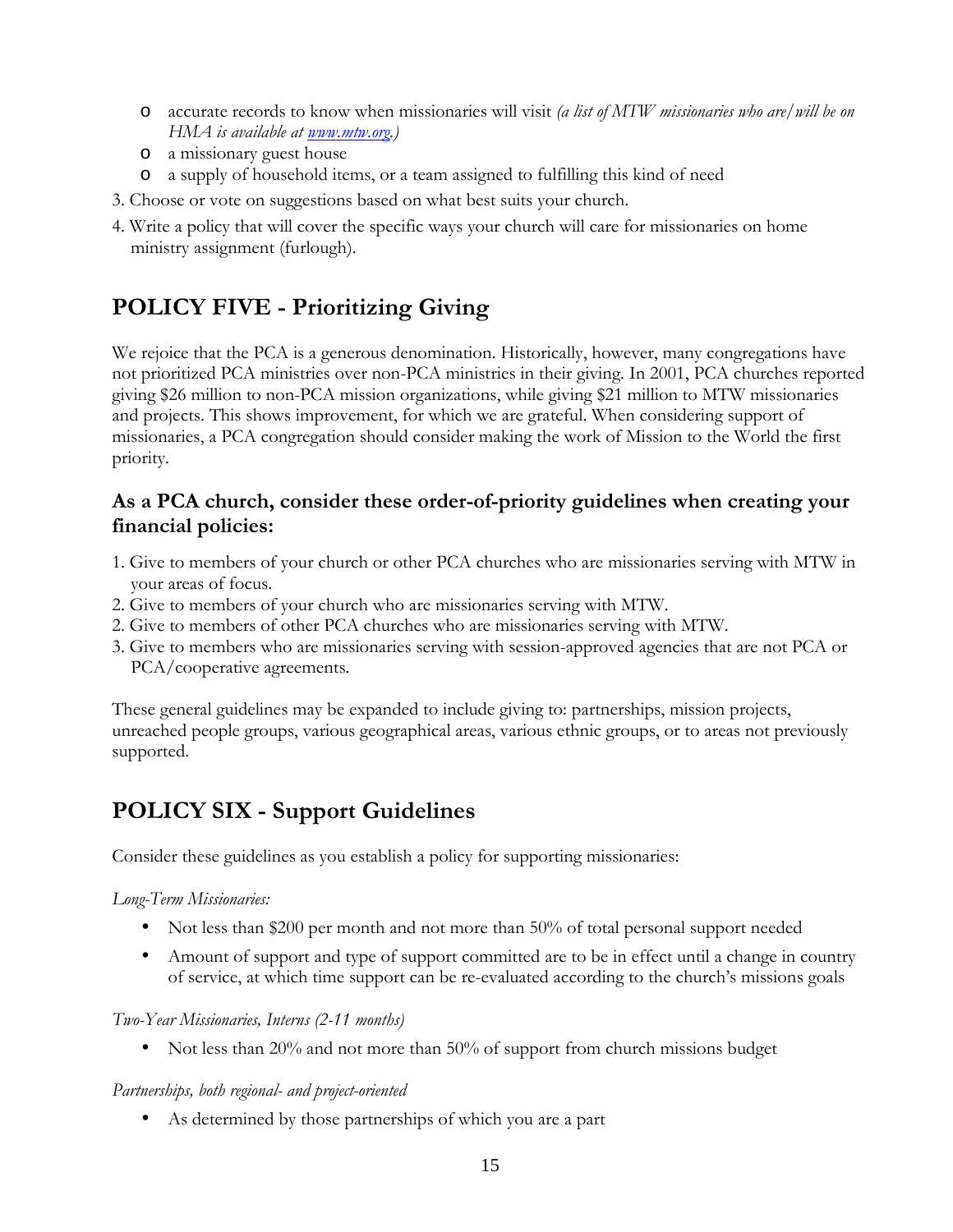- accurate records to know when missionaries will visit *(a list of MTW missionaries who are/will be on HMA is available at [www.mtw.org](www.mtw.org).)*
- a missionary guest house
- a supply of household items, or a team assigned to fulfilling this kind of need

3. Choose or vote on suggestions based on what best suits your church.
4. Write a policy that will cover the specific ways your church will care for missionaries on home ministry assignment (furlough).

## POLICY FIVE - Prioritizing Giving

We rejoice that the PCA is a generous denomination. Historically, however, many congregations have not prioritized PCA ministries over non-PCA ministries in their giving. In 2001, PCA churches reported giving $26 million to non-PCA mission organizations, while giving $21 million to MTW missionaries and projects. This shows improvement, for which we are grateful. When considering support of missionaries, a PCA congregation should consider making the work of Mission to the World the first priority.

### As a PCA church, consider these order-of-priority guidelines when creating your financial policies:

1. Give to members of your church or other PCA churches who are missionaries serving with MTW in your areas of focus.
2. Give to members of your church who are missionaries serving with MTW.
2. Give to members of other PCA churches who are missionaries serving with MTW.
3. Give to members who are missionaries serving with session-approved agencies that are not PCA or PCA/cooperative agreements.

These general guidelines may be expanded to include giving to: partnerships, mission projects, unreached people groups, various geographical areas, various ethnic groups, or to areas not previously supported.

## POLICY SIX - Support Guidelines

Consider these guidelines as you establish a policy for supporting missionaries:

*Long-Term Missionaries:*

- Not less than $200 per month and not more than 50% of total personal support needed
- Amount of support and type of support committed are to be in effect until a change in country of service, at which time support can be re-evaluated according to the church's missions goals

*Two-Year Missionaries, Interns (2-11 months)*

- Not less than 20% and not more than 50% of support from church missions budget

*Partnerships, both regional- and project-oriented*

- As determined by those partnerships of which you are a part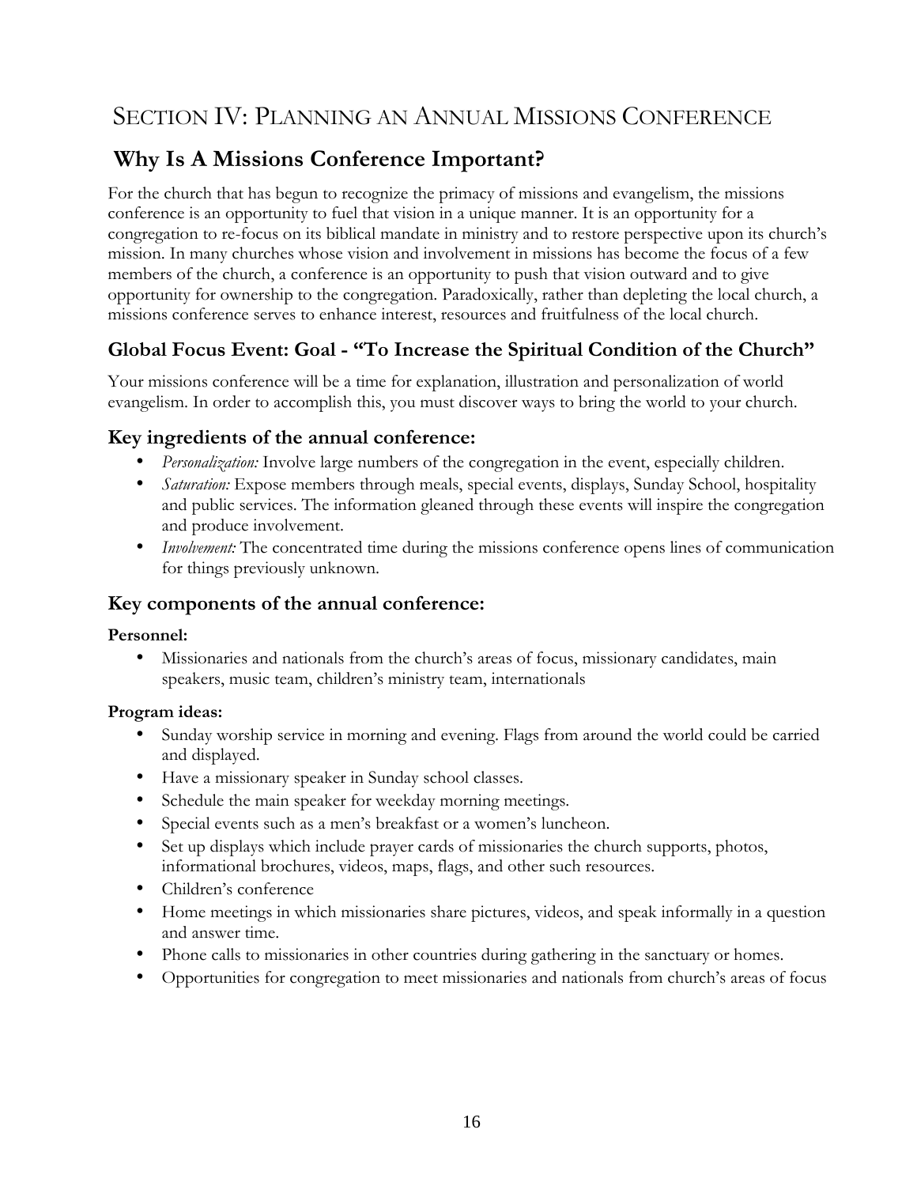# SECTION IV: PLANNING AN ANNUAL MISSIONS CONFERENCE

## Why Is A Missions Conference Important?

For the church that has begun to recognize the primacy of missions and evangelism, the missions conference is an opportunity to fuel that vision in a unique manner. It is an opportunity for a congregation to re-focus on its biblical mandate in ministry and to restore perspective upon its church's mission. In many churches whose vision and involvement in missions has become the focus of a few members of the church, a conference is an opportunity to push that vision outward and to give opportunity for ownership to the congregation. Paradoxically, rather than depleting the local church, a missions conference serves to enhance interest, resources and fruitfulness of the local church.

### Global Focus Event: Goal - "To Increase the Spiritual Condition of the Church"

Your missions conference will be a time for explanation, illustration and personalization of world evangelism. In order to accomplish this, you must discover ways to bring the world to your church.

### Key ingredients of the annual conference:

- *Personalization:* Involve large numbers of the congregation in the event, especially children.
- *Saturation:* Expose members through meals, special events, displays, Sunday School, hospitality and public services. The information gleaned through these events will inspire the congregation and produce involvement.
- *Involvement:* The concentrated time during the missions conference opens lines of communication for things previously unknown.

### Key components of the annual conference:

**Personnel:**

- Missionaries and nationals from the church's areas of focus, missionary candidates, main speakers, music team, children's ministry team, internationals

**Program ideas:**

- Sunday worship service in morning and evening. Flags from around the world could be carried and displayed.
- Have a missionary speaker in Sunday school classes.
- Schedule the main speaker for weekday morning meetings.
- Special events such as a men's breakfast or a women's luncheon.
- Set up displays which include prayer cards of missionaries the church supports, photos, informational brochures, videos, maps, flags, and other such resources.
- Children's conference
- Home meetings in which missionaries share pictures, videos, and speak informally in a question and answer time.
- Phone calls to missionaries in other countries during gathering in the sanctuary or homes.
- Opportunities for congregation to meet missionaries and nationals from church's areas of focus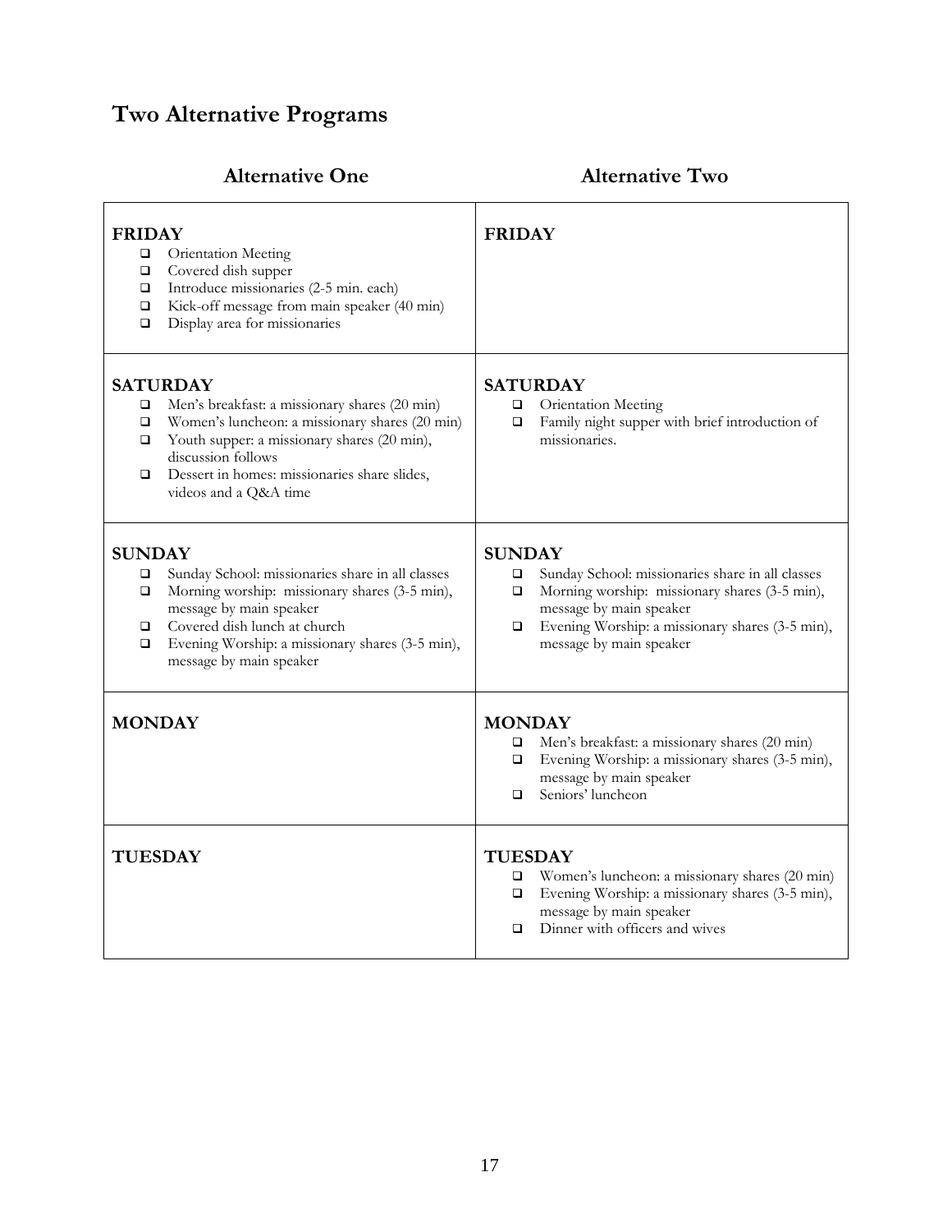# Two Alternative Programs

| Alternative One | Alternative Two |
|---|---|
| **FRIDAY**<br>❑ Orientation Meeting<br>❑ Covered dish supper<br>❑ Introduce missionaries (2-5 min. each)<br>❑ Kick-off message from main speaker (40 min)<br>❑ Display area for missionaries | **FRIDAY** |
| **SATURDAY**<br>❑ Men's breakfast: a missionary shares (20 min)<br>❑ Women's luncheon: a missionary shares (20 min)<br>❑ Youth supper: a missionary shares (20 min), discussion follows<br>❑ Dessert in homes: missionaries share slides, videos and a Q&A time | **SATURDAY**<br>❑ Orientation Meeting<br>❑ Family night supper with brief introduction of missionaries. |
| **SUNDAY**<br>❑ Sunday School: missionaries share in all classes<br>❑ Morning worship: missionary shares (3-5 min), message by main speaker<br>❑ Covered dish lunch at church<br>❑ Evening Worship: a missionary shares (3-5 min), message by main speaker | **SUNDAY**<br>❑ Sunday School: missionaries share in all classes<br>❑ Morning worship: missionary shares (3-5 min), message by main speaker<br>❑ Evening Worship: a missionary shares (3-5 min), message by main speaker |
| **MONDAY** | **MONDAY**<br>❑ Men's breakfast: a missionary shares (20 min)<br>❑ Evening Worship: a missionary shares (3-5 min), message by main speaker<br>❑ Seniors' luncheon |
| **TUESDAY** | **TUESDAY**<br>❑ Women's luncheon: a missionary shares (20 min)<br>❑ Evening Worship: a missionary shares (3-5 min), message by main speaker<br>❑ Dinner with officers and wives |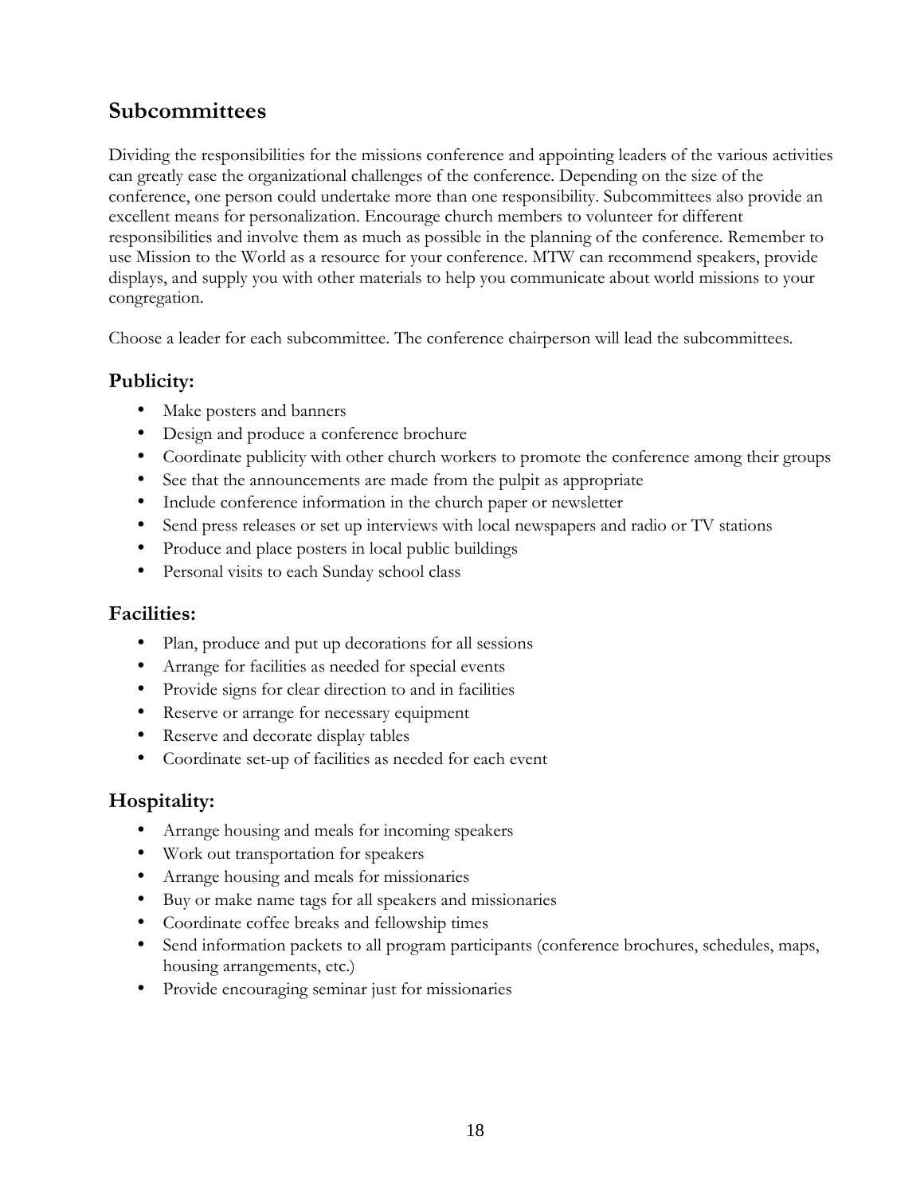## Subcommittees

Dividing the responsibilities for the missions conference and appointing leaders of the various activities can greatly ease the organizational challenges of the conference. Depending on the size of the conference, one person could undertake more than one responsibility. Subcommittees also provide an excellent means for personalization. Encourage church members to volunteer for different responsibilities and involve them as much as possible in the planning of the conference. Remember to use Mission to the World as a resource for your conference. MTW can recommend speakers, provide displays, and supply you with other materials to help you communicate about world missions to your congregation.

Choose a leader for each subcommittee. The conference chairperson will lead the subcommittees.

### Publicity:

- Make posters and banners
- Design and produce a conference brochure
- Coordinate publicity with other church workers to promote the conference among their groups
- See that the announcements are made from the pulpit as appropriate
- Include conference information in the church paper or newsletter
- Send press releases or set up interviews with local newspapers and radio or TV stations
- Produce and place posters in local public buildings
- Personal visits to each Sunday school class

### Facilities:

- Plan, produce and put up decorations for all sessions
- Arrange for facilities as needed for special events
- Provide signs for clear direction to and in facilities
- Reserve or arrange for necessary equipment
- Reserve and decorate display tables
- Coordinate set-up of facilities as needed for each event

### Hospitality:

- Arrange housing and meals for incoming speakers
- Work out transportation for speakers
- Arrange housing and meals for missionaries
- Buy or make name tags for all speakers and missionaries
- Coordinate coffee breaks and fellowship times
- Send information packets to all program participants (conference brochures, schedules, maps, housing arrangements, etc.)
- Provide encouraging seminar just for missionaries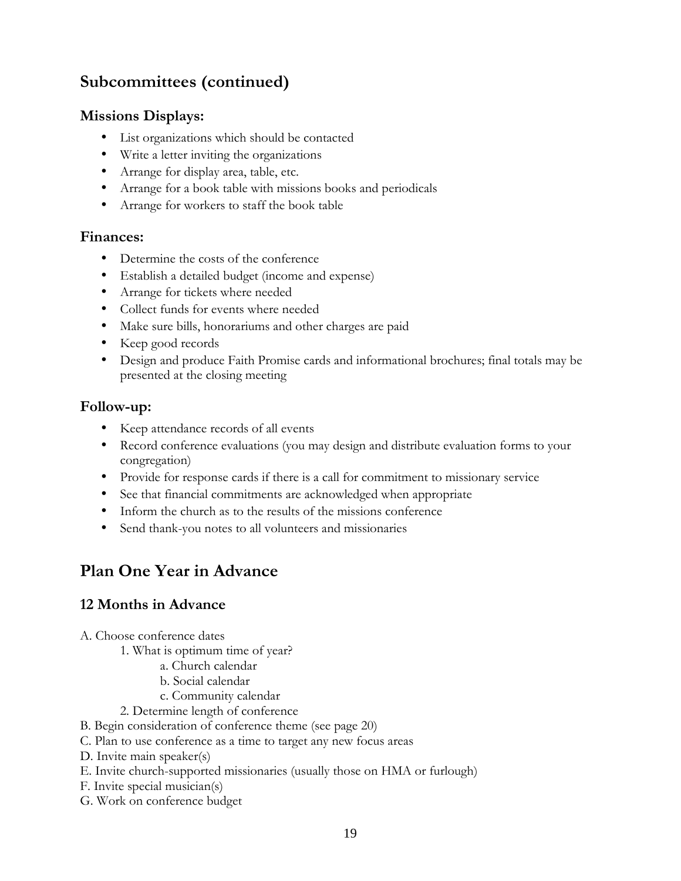## Subcommittees (continued)

### Missions Displays:

- List organizations which should be contacted
- Write a letter inviting the organizations
- Arrange for display area, table, etc.
- Arrange for a book table with missions books and periodicals
- Arrange for workers to staff the book table

### Finances:

- Determine the costs of the conference
- Establish a detailed budget (income and expense)
- Arrange for tickets where needed
- Collect funds for events where needed
- Make sure bills, honorariums and other charges are paid
- Keep good records
- Design and produce Faith Promise cards and informational brochures; final totals may be presented at the closing meeting

### Follow-up:

- Keep attendance records of all events
- Record conference evaluations (you may design and distribute evaluation forms to your congregation)
- Provide for response cards if there is a call for commitment to missionary service
- See that financial commitments are acknowledged when appropriate
- Inform the church as to the results of the missions conference
- Send thank-you notes to all volunteers and missionaries

## Plan One Year in Advance

### 12 Months in Advance

A. Choose conference dates
    1. What is optimum time of year?
        a. Church calendar
        b. Social calendar
        c. Community calendar
    2. Determine length of conference
B. Begin consideration of conference theme (see page 20)
C. Plan to use conference as a time to target any new focus areas
D. Invite main speaker(s)
E. Invite church-supported missionaries (usually those on HMA or furlough)
F. Invite special musician(s)
G. Work on conference budget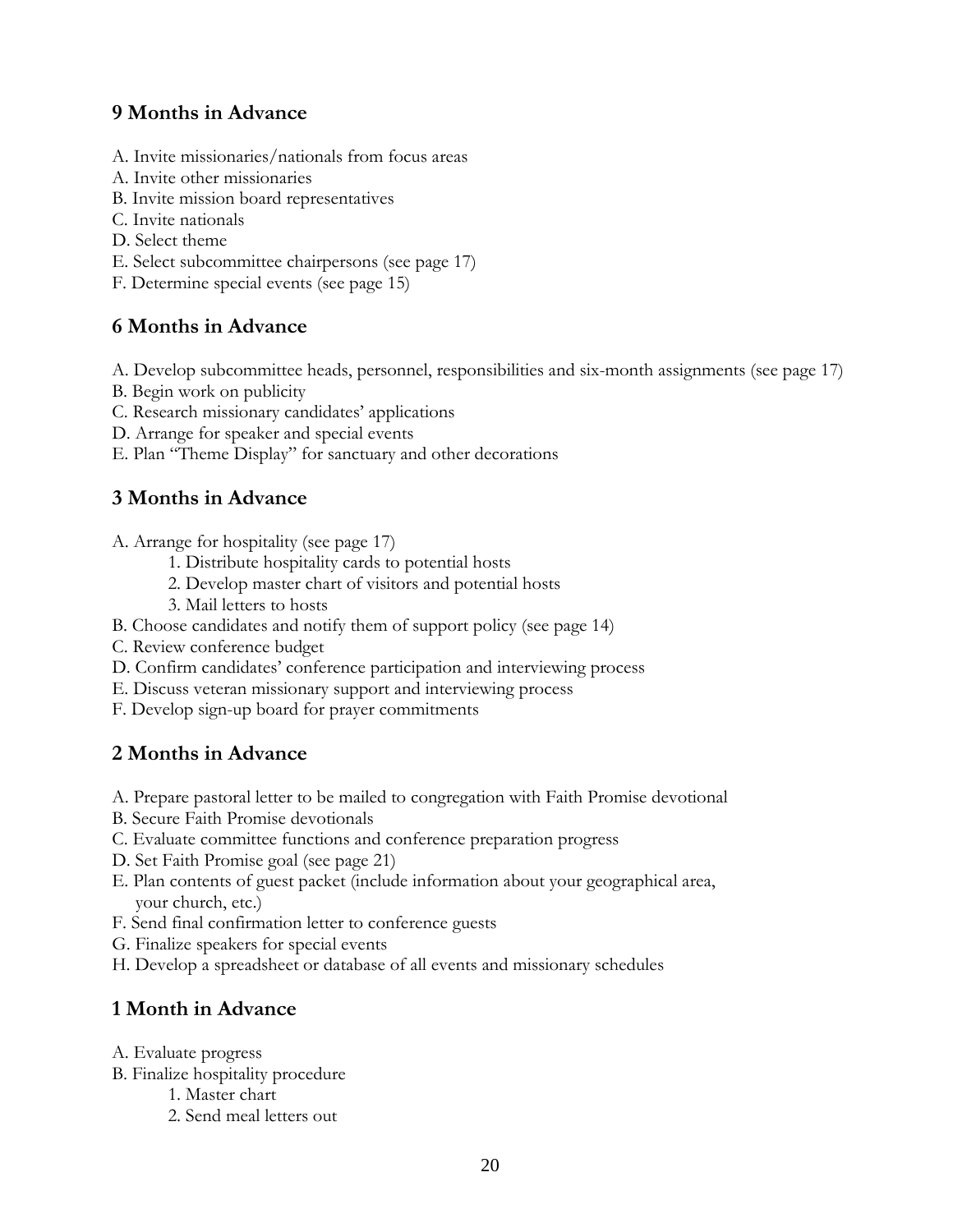## 9 Months in Advance

A. Invite missionaries/nationals from focus areas
A. Invite other missionaries
B. Invite mission board representatives
C. Invite nationals
D. Select theme
E. Select subcommittee chairpersons (see page 17)
F. Determine special events (see page 15)

## 6 Months in Advance

A. Develop subcommittee heads, personnel, responsibilities and six-month assignments (see page 17)
B. Begin work on publicity
C. Research missionary candidates' applications
D. Arrange for speaker and special events
E. Plan "Theme Display" for sanctuary and other decorations

## 3 Months in Advance

A. Arrange for hospitality (see page 17)
    1. Distribute hospitality cards to potential hosts
    2. Develop master chart of visitors and potential hosts
    3. Mail letters to hosts
B. Choose candidates and notify them of support policy (see page 14)
C. Review conference budget
D. Confirm candidates' conference participation and interviewing process
E. Discuss veteran missionary support and interviewing process
F. Develop sign-up board for prayer commitments

## 2 Months in Advance

A. Prepare pastoral letter to be mailed to congregation with Faith Promise devotional
B. Secure Faith Promise devotionals
C. Evaluate committee functions and conference preparation progress
D. Set Faith Promise goal (see page 21)
E. Plan contents of guest packet (include information about your geographical area, your church, etc.)
F. Send final confirmation letter to conference guests
G. Finalize speakers for special events
H. Develop a spreadsheet or database of all events and missionary schedules

## 1 Month in Advance

A. Evaluate progress
B. Finalize hospitality procedure
    1. Master chart
    2. Send meal letters out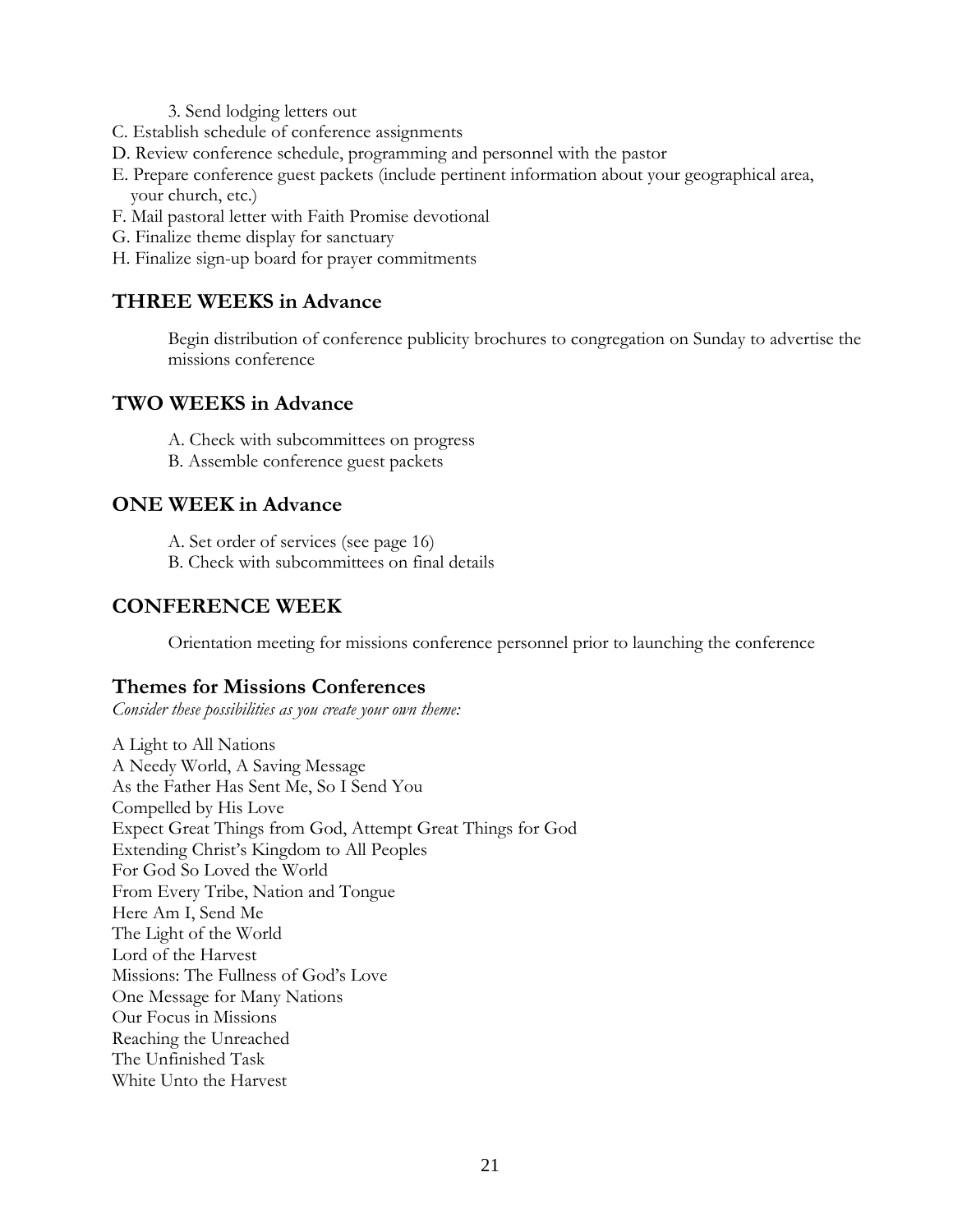3. Send lodging letters out

C. Establish schedule of conference assignments

D. Review conference schedule, programming and personnel with the pastor

E. Prepare conference guest packets (include pertinent information about your geographical area, your church, etc.)

F. Mail pastoral letter with Faith Promise devotional

G. Finalize theme display for sanctuary

H. Finalize sign-up board for prayer commitments

## THREE WEEKS in Advance

Begin distribution of conference publicity brochures to congregation on Sunday to advertise the missions conference

## TWO WEEKS in Advance

A. Check with subcommittees on progress

B. Assemble conference guest packets

## ONE WEEK in Advance

A. Set order of services (see page 16)

B. Check with subcommittees on final details

## CONFERENCE WEEK

Orientation meeting for missions conference personnel prior to launching the conference

## Themes for Missions Conferences

*Consider these possibilities as you create your own theme:*

A Light to All Nations
A Needy World, A Saving Message
As the Father Has Sent Me, So I Send You
Compelled by His Love
Expect Great Things from God, Attempt Great Things for God
Extending Christ's Kingdom to All Peoples
For God So Loved the World
From Every Tribe, Nation and Tongue
Here Am I, Send Me
The Light of the World
Lord of the Harvest
Missions: The Fullness of God's Love
One Message for Many Nations
Our Focus in Missions
Reaching the Unreached
The Unfinished Task
White Unto the Harvest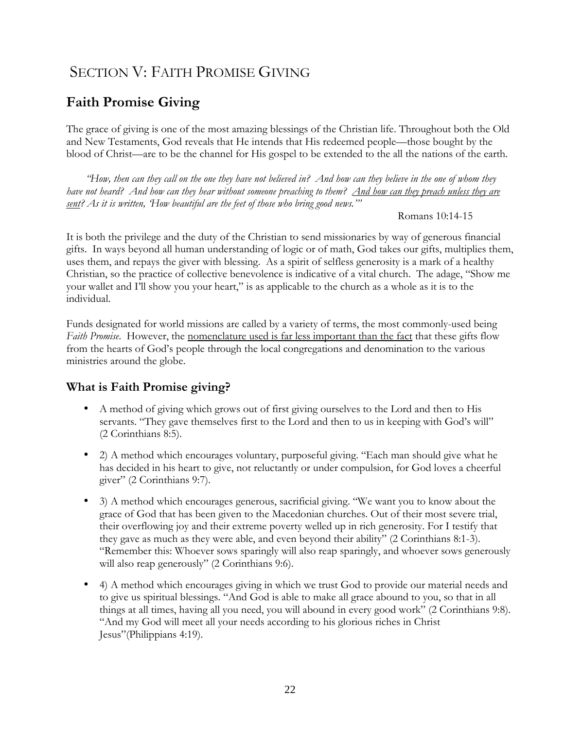# SECTION V: FAITH PROMISE GIVING

## Faith Promise Giving

The grace of giving is one of the most amazing blessings of the Christian life. Throughout both the Old and New Testaments, God reveals that He intends that His redeemed people—those bought by the blood of Christ—are to be the channel for His gospel to be extended to the all the nations of the earth.

*"How, then can they call on the one they have not believed in? And how can they believe in the one of whom they have not heard? And how can they hear without someone preaching to them? <u>And how can they preach unless they are sent</u>? As it is written, 'How beautiful are the feet of those who bring good news.'"*

Romans 10:14-15

It is both the privilege and the duty of the Christian to send missionaries by way of generous financial gifts. In ways beyond all human understanding of logic or of math, God takes our gifts, multiplies them, uses them, and repays the giver with blessing. As a spirit of selfless generosity is a mark of a healthy Christian, so the practice of collective benevolence is indicative of a vital church. The adage, "Show me your wallet and I'll show you your heart," is as applicable to the church as a whole as it is to the individual.

Funds designated for world missions are called by a variety of terms, the most commonly-used being *Faith Promise*. However, the <u>nomenclature used is far less important than the fact</u> that these gifts flow from the hearts of God's people through the local congregations and denomination to the various ministries around the globe.

### What is Faith Promise giving?

- A method of giving which grows out of first giving ourselves to the Lord and then to His servants. "They gave themselves first to the Lord and then to us in keeping with God's will" (2 Corinthians 8:5).
- 2) A method which encourages voluntary, purposeful giving. "Each man should give what he has decided in his heart to give, not reluctantly or under compulsion, for God loves a cheerful giver" (2 Corinthians 9:7).
- 3) A method which encourages generous, sacrificial giving. "We want you to know about the grace of God that has been given to the Macedonian churches. Out of their most severe trial, their overflowing joy and their extreme poverty welled up in rich generosity. For I testify that they gave as much as they were able, and even beyond their ability" (2 Corinthians 8:1-3). "Remember this: Whoever sows sparingly will also reap sparingly, and whoever sows generously will also reap generously" (2 Corinthians 9:6).
- 4) A method which encourages giving in which we trust God to provide our material needs and to give us spiritual blessings. "And God is able to make all grace abound to you, so that in all things at all times, having all you need, you will abound in every good work" (2 Corinthians 9:8). "And my God will meet all your needs according to his glorious riches in Christ Jesus"(Philippians 4:19).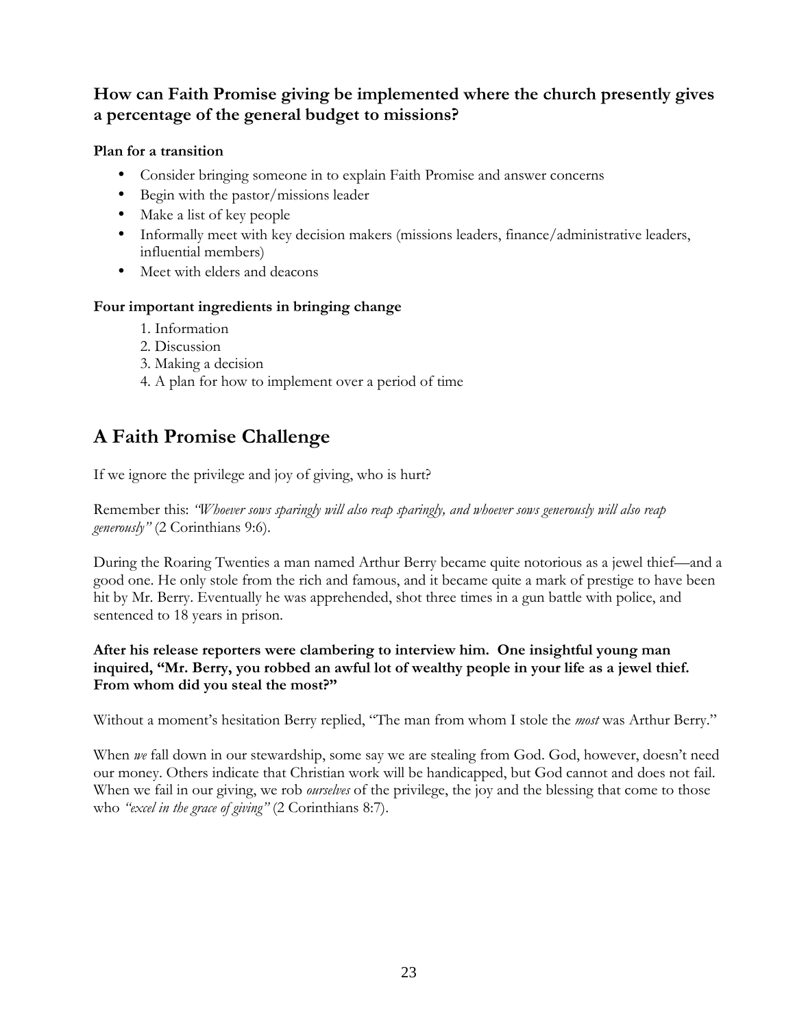### How can Faith Promise giving be implemented where the church presently gives a percentage of the general budget to missions?

**Plan for a transition**

- Consider bringing someone in to explain Faith Promise and answer concerns
- Begin with the pastor/missions leader
- Make a list of key people
- Informally meet with key decision makers (missions leaders, finance/administrative leaders, influential members)
- Meet with elders and deacons

**Four important ingredients in bringing change**

1. Information
2. Discussion
3. Making a decision
4. A plan for how to implement over a period of time

## A Faith Promise Challenge

If we ignore the privilege and joy of giving, who is hurt?

Remember this: *"Whoever sows sparingly will also reap sparingly, and whoever sows generously will also reap generously"* (2 Corinthians 9:6).

During the Roaring Twenties a man named Arthur Berry became quite notorious as a jewel thief—and a good one. He only stole from the rich and famous, and it became quite a mark of prestige to have been hit by Mr. Berry. Eventually he was apprehended, shot three times in a gun battle with police, and sentenced to 18 years in prison.

**After his release reporters were clambering to interview him. One insightful young man inquired, "Mr. Berry, you robbed an awful lot of wealthy people in your life as a jewel thief. From whom did you steal the most?"**

Without a moment's hesitation Berry replied, "The man from whom I stole the *most* was Arthur Berry."

When *we* fall down in our stewardship, some say we are stealing from God. God, however, doesn't need our money. Others indicate that Christian work will be handicapped, but God cannot and does not fail. When we fail in our giving, we rob *ourselves* of the privilege, the joy and the blessing that come to those who *"excel in the grace of giving"* (2 Corinthians 8:7).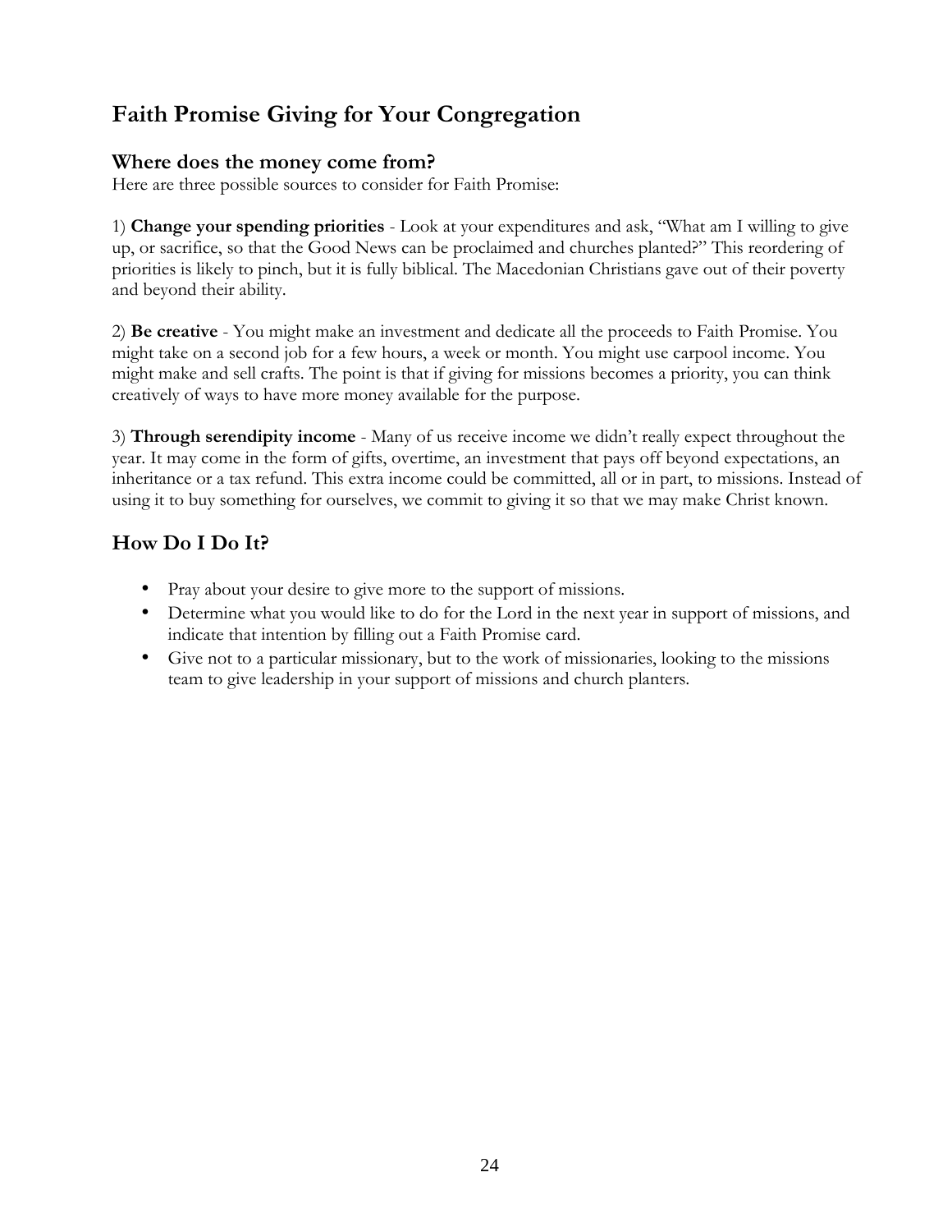## Faith Promise Giving for Your Congregation

### Where does the money come from?

Here are three possible sources to consider for Faith Promise:

1) **Change your spending priorities** - Look at your expenditures and ask, "What am I willing to give up, or sacrifice, so that the Good News can be proclaimed and churches planted?" This reordering of priorities is likely to pinch, but it is fully biblical. The Macedonian Christians gave out of their poverty and beyond their ability.

2) **Be creative** - You might make an investment and dedicate all the proceeds to Faith Promise. You might take on a second job for a few hours, a week or month. You might use carpool income. You might make and sell crafts. The point is that if giving for missions becomes a priority, you can think creatively of ways to have more money available for the purpose.

3) **Through serendipity income** - Many of us receive income we didn't really expect throughout the year. It may come in the form of gifts, overtime, an investment that pays off beyond expectations, an inheritance or a tax refund. This extra income could be committed, all or in part, to missions. Instead of using it to buy something for ourselves, we commit to giving it so that we may make Christ known.

## How Do I Do It?

- Pray about your desire to give more to the support of missions.
- Determine what you would like to do for the Lord in the next year in support of missions, and indicate that intention by filling out a Faith Promise card.
- Give not to a particular missionary, but to the work of missionaries, looking to the missions team to give leadership in your support of missions and church planters.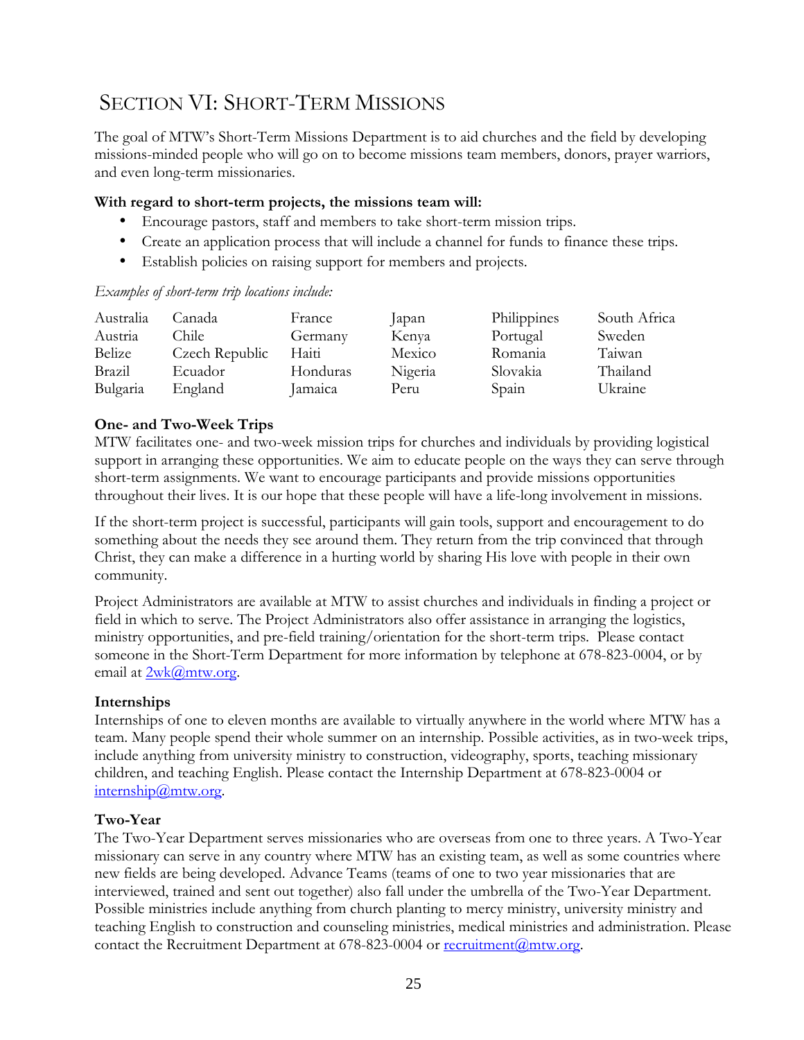# SECTION VI: SHORT-TERM MISSIONS

The goal of MTW's Short-Term Missions Department is to aid churches and the field by developing missions-minded people who will go on to become missions team members, donors, prayer warriors, and even long-term missionaries.

**With regard to short-term projects, the missions team will:**

- Encourage pastors, staff and members to take short-term mission trips.
- Create an application process that will include a channel for funds to finance these trips.
- Establish policies on raising support for members and projects.

*Examples of short-term trip locations include:*

| | | | | | |
|---|---|---|---|---|---|
| Australia | Canada | France | Japan | Philippines | South Africa |
| Austria | Chile | Germany | Kenya | Portugal | Sweden |
| Belize | Czech Republic | Haiti | Mexico | Romania | Taiwan |
| Brazil | Ecuador | Honduras | Nigeria | Slovakia | Thailand |
| Bulgaria | England | Jamaica | Peru | Spain | Ukraine |

**One- and Two-Week Trips**

MTW facilitates one- and two-week mission trips for churches and individuals by providing logistical support in arranging these opportunities. We aim to educate people on the ways they can serve through short-term assignments. We want to encourage participants and provide missions opportunities throughout their lives. It is our hope that these people will have a life-long involvement in missions.

If the short-term project is successful, participants will gain tools, support and encouragement to do something about the needs they see around them. They return from the trip convinced that through Christ, they can make a difference in a hurting world by sharing His love with people in their own community.

Project Administrators are available at MTW to assist churches and individuals in finding a project or field in which to serve. The Project Administrators also offer assistance in arranging the logistics, ministry opportunities, and pre-field training/orientation for the short-term trips. Please contact someone in the Short-Term Department for more information by telephone at 678-823-0004, or by email at 2wk@mtw.org.

**Internships**

Internships of one to eleven months are available to virtually anywhere in the world where MTW has a team. Many people spend their whole summer on an internship. Possible activities, as in two-week trips, include anything from university ministry to construction, videography, sports, teaching missionary children, and teaching English. Please contact the Internship Department at 678-823-0004 or internship@mtw.org.

**Two-Year**

The Two-Year Department serves missionaries who are overseas from one to three years. A Two-Year missionary can serve in any country where MTW has an existing team, as well as some countries where new fields are being developed. Advance Teams (teams of one to two year missionaries that are interviewed, trained and sent out together) also fall under the umbrella of the Two-Year Department. Possible ministries include anything from church planting to mercy ministry, university ministry and teaching English to construction and counseling ministries, medical ministries and administration. Please contact the Recruitment Department at 678-823-0004 or recruitment@mtw.org.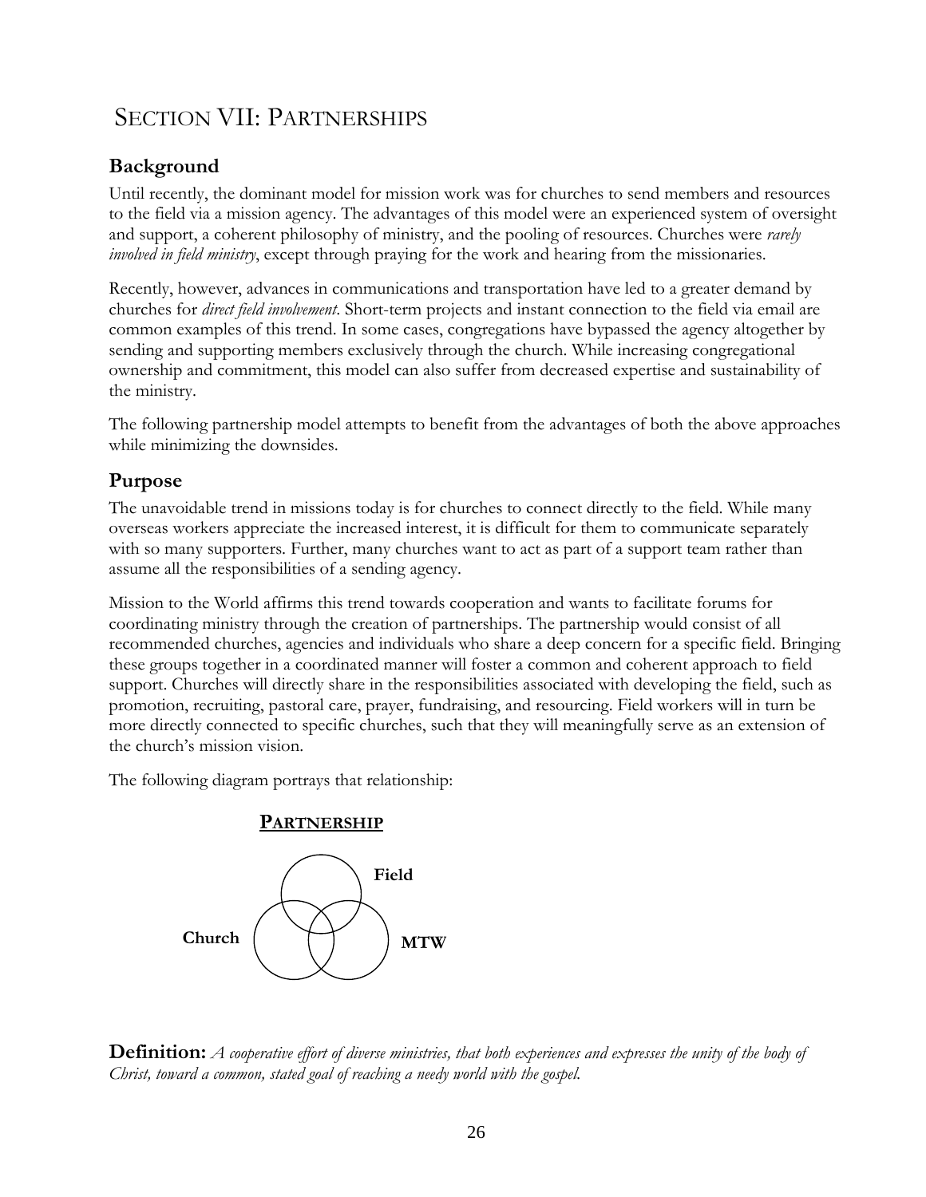# SECTION VII: PARTNERSHIPS

## Background

Until recently, the dominant model for mission work was for churches to send members and resources to the field via a mission agency. The advantages of this model were an experienced system of oversight and support, a coherent philosophy of ministry, and the pooling of resources. Churches were *rarely involved in field ministry*, except through praying for the work and hearing from the missionaries.

Recently, however, advances in communications and transportation have led to a greater demand by churches for *direct field involvement*. Short-term projects and instant connection to the field via email are common examples of this trend. In some cases, congregations have bypassed the agency altogether by sending and supporting members exclusively through the church. While increasing congregational ownership and commitment, this model can also suffer from decreased expertise and sustainability of the ministry.

The following partnership model attempts to benefit from the advantages of both the above approaches while minimizing the downsides.

## Purpose

The unavoidable trend in missions today is for churches to connect directly to the field. While many overseas workers appreciate the increased interest, it is difficult for them to communicate separately with so many supporters. Further, many churches want to act as part of a support team rather than assume all the responsibilities of a sending agency.

Mission to the World affirms this trend towards cooperation and wants to facilitate forums for coordinating ministry through the creation of partnerships. The partnership would consist of all recommended churches, agencies and individuals who share a deep concern for a specific field. Bringing these groups together in a coordinated manner will foster a common and coherent approach to field support. Churches will directly share in the responsibilities associated with developing the field, such as promotion, recruiting, pastoral care, prayer, fundraising, and resourcing. Field workers will in turn be more directly connected to specific churches, such that they will meaningfully serve as an extension of the church's mission vision.

The following diagram portrays that relationship:

**PARTNERSHIP**

Field

Church

MTW

**Definition:** *A cooperative effort of diverse ministries, that both experiences and expresses the unity of the body of Christ, toward a common, stated goal of reaching a needy world with the gospel.*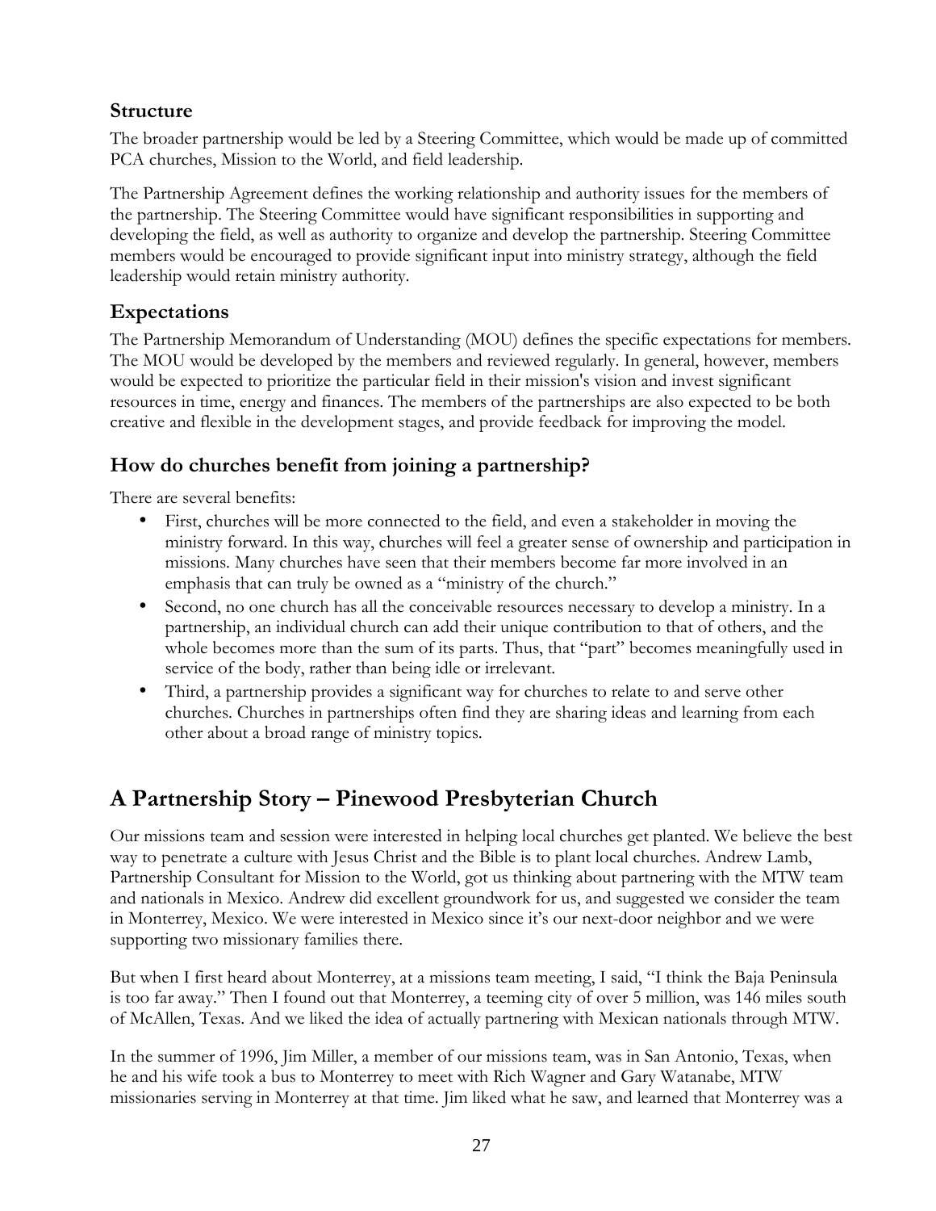### Structure

The broader partnership would be led by a Steering Committee, which would be made up of committed PCA churches, Mission to the World, and field leadership.

The Partnership Agreement defines the working relationship and authority issues for the members of the partnership. The Steering Committee would have significant responsibilities in supporting and developing the field, as well as authority to organize and develop the partnership. Steering Committee members would be encouraged to provide significant input into ministry strategy, although the field leadership would retain ministry authority.

### Expectations

The Partnership Memorandum of Understanding (MOU) defines the specific expectations for members. The MOU would be developed by the members and reviewed regularly. In general, however, members would be expected to prioritize the particular field in their mission's vision and invest significant resources in time, energy and finances. The members of the partnerships are also expected to be both creative and flexible in the development stages, and provide feedback for improving the model.

### How do churches benefit from joining a partnership?

There are several benefits:

- First, churches will be more connected to the field, and even a stakeholder in moving the ministry forward. In this way, churches will feel a greater sense of ownership and participation in missions. Many churches have seen that their members become far more involved in an emphasis that can truly be owned as a "ministry of the church."
- Second, no one church has all the conceivable resources necessary to develop a ministry. In a partnership, an individual church can add their unique contribution to that of others, and the whole becomes more than the sum of its parts. Thus, that "part" becomes meaningfully used in service of the body, rather than being idle or irrelevant.
- Third, a partnership provides a significant way for churches to relate to and serve other churches. Churches in partnerships often find they are sharing ideas and learning from each other about a broad range of ministry topics.

## A Partnership Story – Pinewood Presbyterian Church

Our missions team and session were interested in helping local churches get planted. We believe the best way to penetrate a culture with Jesus Christ and the Bible is to plant local churches. Andrew Lamb, Partnership Consultant for Mission to the World, got us thinking about partnering with the MTW team and nationals in Mexico. Andrew did excellent groundwork for us, and suggested we consider the team in Monterrey, Mexico. We were interested in Mexico since it's our next-door neighbor and we were supporting two missionary families there.

But when I first heard about Monterrey, at a missions team meeting, I said, "I think the Baja Peninsula is too far away." Then I found out that Monterrey, a teeming city of over 5 million, was 146 miles south of McAllen, Texas. And we liked the idea of actually partnering with Mexican nationals through MTW.

In the summer of 1996, Jim Miller, a member of our missions team, was in San Antonio, Texas, when he and his wife took a bus to Monterrey to meet with Rich Wagner and Gary Watanabe, MTW missionaries serving in Monterrey at that time. Jim liked what he saw, and learned that Monterrey was a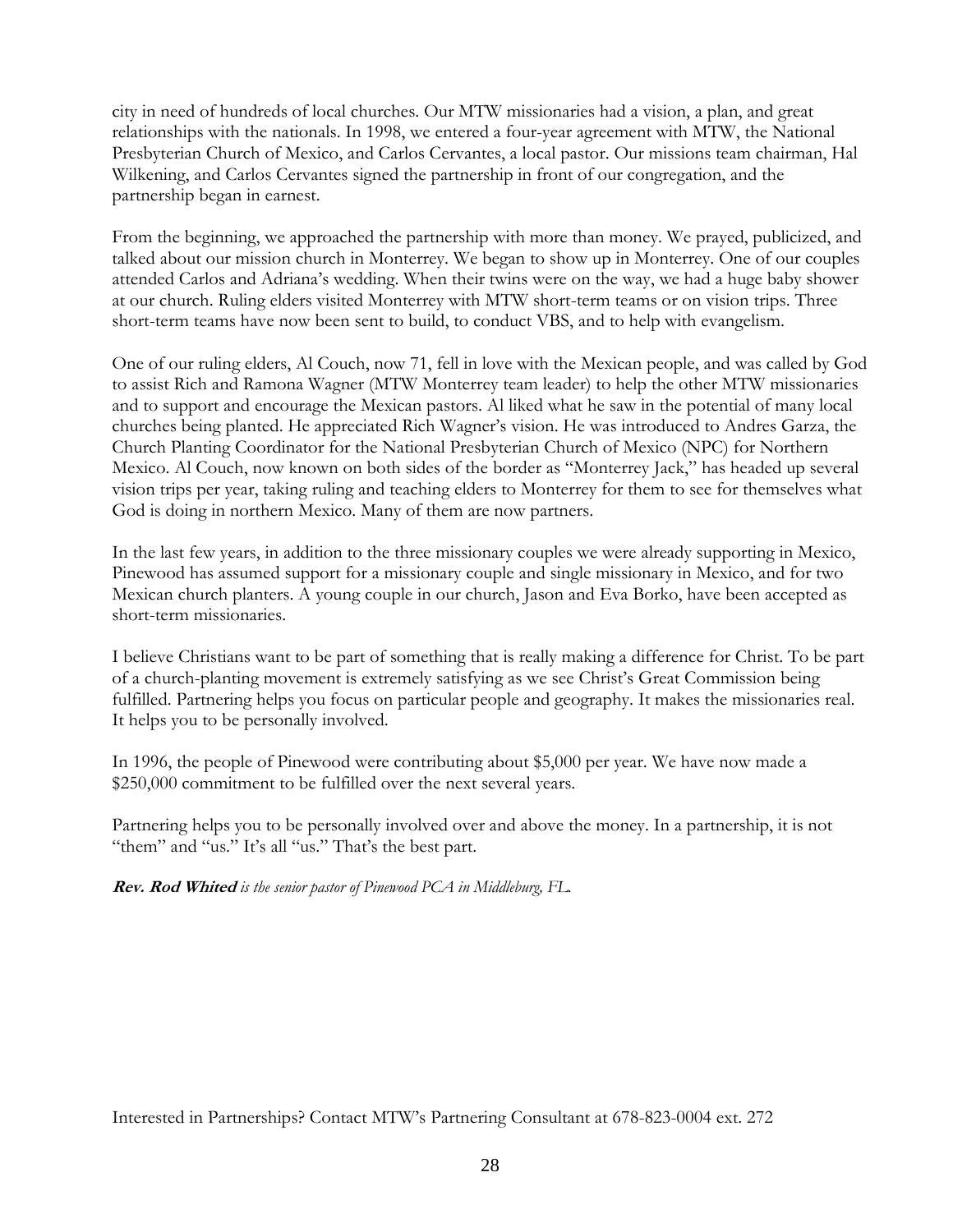city in need of hundreds of local churches. Our MTW missionaries had a vision, a plan, and great relationships with the nationals. In 1998, we entered a four-year agreement with MTW, the National Presbyterian Church of Mexico, and Carlos Cervantes, a local pastor. Our missions team chairman, Hal Wilkening, and Carlos Cervantes signed the partnership in front of our congregation, and the partnership began in earnest.

From the beginning, we approached the partnership with more than money. We prayed, publicized, and talked about our mission church in Monterrey. We began to show up in Monterrey. One of our couples attended Carlos and Adriana's wedding. When their twins were on the way, we had a huge baby shower at our church. Ruling elders visited Monterrey with MTW short-term teams or on vision trips. Three short-term teams have now been sent to build, to conduct VBS, and to help with evangelism.

One of our ruling elders, Al Couch, now 71, fell in love with the Mexican people, and was called by God to assist Rich and Ramona Wagner (MTW Monterrey team leader) to help the other MTW missionaries and to support and encourage the Mexican pastors. Al liked what he saw in the potential of many local churches being planted. He appreciated Rich Wagner's vision. He was introduced to Andres Garza, the Church Planting Coordinator for the National Presbyterian Church of Mexico (NPC) for Northern Mexico. Al Couch, now known on both sides of the border as "Monterrey Jack," has headed up several vision trips per year, taking ruling and teaching elders to Monterrey for them to see for themselves what God is doing in northern Mexico. Many of them are now partners.

In the last few years, in addition to the three missionary couples we were already supporting in Mexico, Pinewood has assumed support for a missionary couple and single missionary in Mexico, and for two Mexican church planters. A young couple in our church, Jason and Eva Borko, have been accepted as short-term missionaries.

I believe Christians want to be part of something that is really making a difference for Christ. To be part of a church-planting movement is extremely satisfying as we see Christ's Great Commission being fulfilled. Partnering helps you focus on particular people and geography. It makes the missionaries real. It helps you to be personally involved.

In 1996, the people of Pinewood were contributing about $5,000 per year. We have now made a $250,000 commitment to be fulfilled over the next several years.

Partnering helps you to be personally involved over and above the money. In a partnership, it is not "them" and "us." It's all "us." That's the best part.

***Rev. Rod Whited** is the senior pastor of Pinewood PCA in Middleburg, FL.*

Interested in Partnerships? Contact MTW's Partnering Consultant at 678-823-0004 ext. 272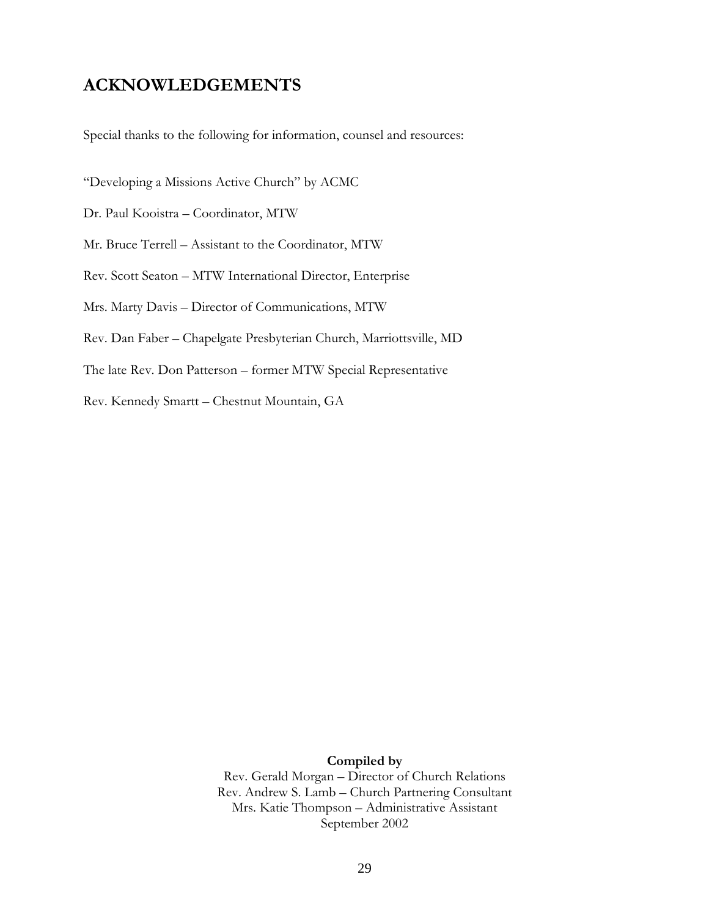# ACKNOWLEDGEMENTS

Special thanks to the following for information, counsel and resources:

"Developing a Missions Active Church" by ACMC

Dr. Paul Kooistra – Coordinator, MTW

Mr. Bruce Terrell – Assistant to the Coordinator, MTW

Rev. Scott Seaton – MTW International Director, Enterprise

Mrs. Marty Davis – Director of Communications, MTW

Rev. Dan Faber – Chapelgate Presbyterian Church, Marriottsville, MD

The late Rev. Don Patterson – former MTW Special Representative

Rev. Kennedy Smartt – Chestnut Mountain, GA

**Compiled by**
Rev. Gerald Morgan – Director of Church Relations
Rev. Andrew S. Lamb – Church Partnering Consultant
Mrs. Katie Thompson – Administrative Assistant
September 2002